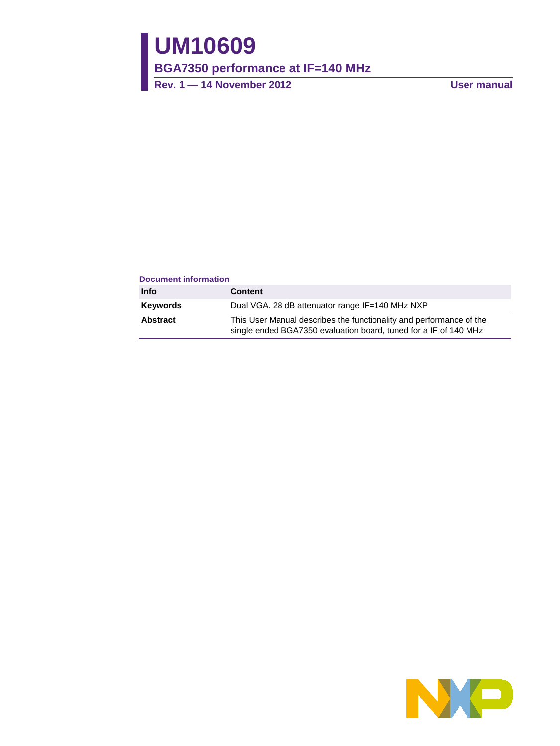# UM10609

## BGA7350 performance at IF=140 MHz

**Rev. 1 — 14 November 2012** **User manual**

**Document information**

| Info | Content |
|---|---|
| **Keywords** | Dual VGA. 28 dB attenuator range IF=140 MHz NXP |
| **Abstract** | This User Manual describes the functionality and performance of the single ended BGA7350 evaluation board, tuned for a IF of 140 MHz |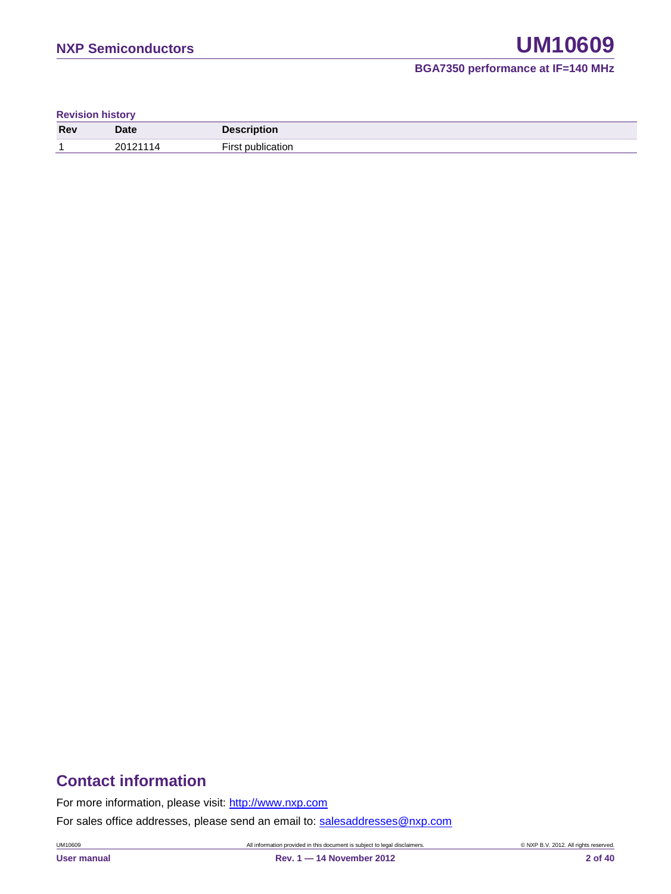**Revision history**

| Rev | Date | Description |
|---|---|---|
| 1 | 20121114 | First publication |

## Contact information

For more information, please visit: http://www.nxp.com

For sales office addresses, please send an email to: salesaddresses@nxp.com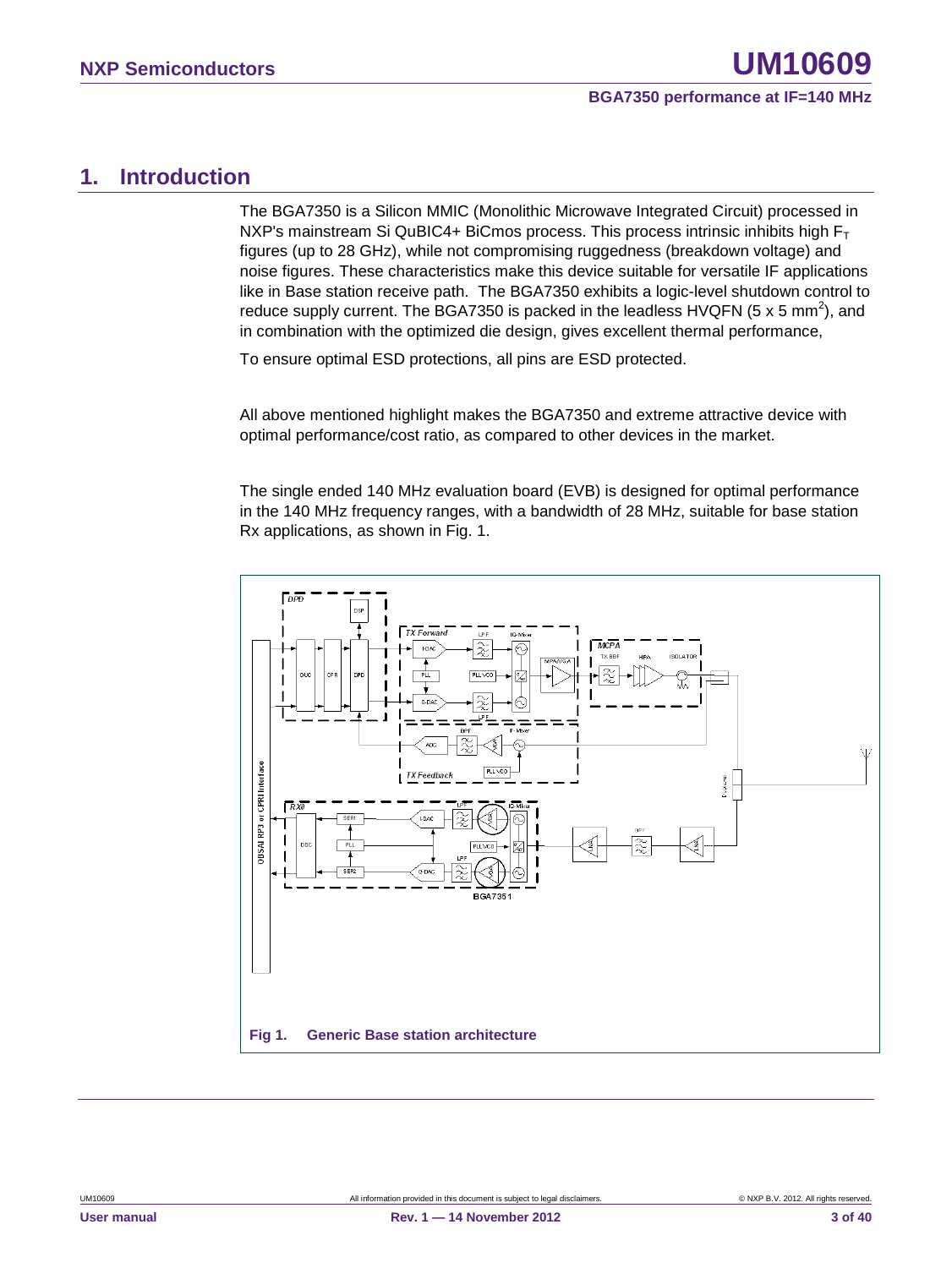# 1. Introduction

The BGA7350 is a Silicon MMIC (Monolithic Microwave Integrated Circuit) processed in NXP's mainstream Si QuBIC4+ BiCmos process. This process intrinsic inhibits high $F_T$ figures (up to 28 GHz), while not compromising ruggedness (breakdown voltage) and noise figures. These characteristics make this device suitable for versatile IF applications like in Base station receive path. The BGA7350 exhibits a logic-level shutdown control to reduce supply current. The BGA7350 is packed in the leadless HVQFN (5 x 5 $mm^2$), and in combination with the optimized die design, gives excellent thermal performance,

To ensure optimal ESD protections, all pins are ESD protected.

All above mentioned highlight makes the BGA7350 and extreme attractive device with optimal performance/cost ratio, as compared to other devices in the market.

The single ended 140 MHz evaluation board (EVB) is designed for optimal performance in the 140 MHz frequency ranges, with a bandwidth of 28 MHz, suitable for base station Rx applications, as shown in Fig. 1.

**Fig 1. Generic Base station architecture**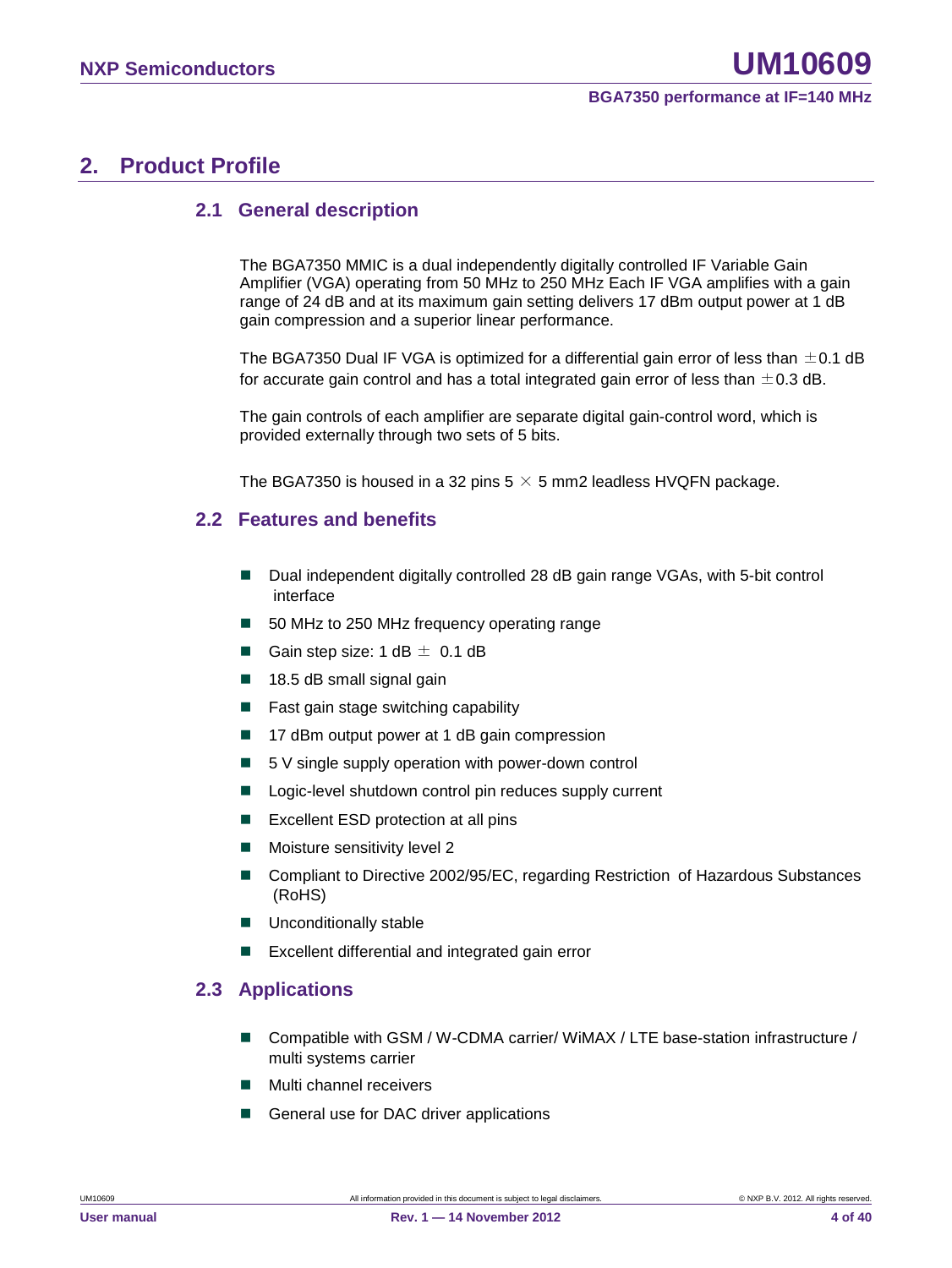## 2. Product Profile

### 2.1 General description

The BGA7350 MMIC is a dual independently digitally controlled IF Variable Gain Amplifier (VGA) operating from 50 MHz to 250 MHz Each IF VGA amplifies with a gain range of 24 dB and at its maximum gain setting delivers 17 dBm output power at 1 dB gain compression and a superior linear performance.

The BGA7350 Dual IF VGA is optimized for a differential gain error of less than ±0.1 dB for accurate gain control and has a total integrated gain error of less than ±0.3 dB.

The gain controls of each amplifier are separate digital gain-control word, which is provided externally through two sets of 5 bits.

The BGA7350 is housed in a 32 pins 5 × 5 mm2 leadless HVQFN package.

### 2.2 Features and benefits

- Dual independent digitally controlled 28 dB gain range VGAs, with 5-bit control interface
- 50 MHz to 250 MHz frequency operating range
- Gain step size: 1 dB ± 0.1 dB
- 18.5 dB small signal gain
- Fast gain stage switching capability
- 17 dBm output power at 1 dB gain compression
- 5 V single supply operation with power-down control
- Logic-level shutdown control pin reduces supply current
- Excellent ESD protection at all pins
- Moisture sensitivity level 2
- Compliant to Directive 2002/95/EC, regarding Restriction of Hazardous Substances (RoHS)
- Unconditionally stable
- Excellent differential and integrated gain error

### 2.3 Applications

- Compatible with GSM / W-CDMA carrier/ WiMAX / LTE base-station infrastructure / multi systems carrier
- Multi channel receivers
- General use for DAC driver applications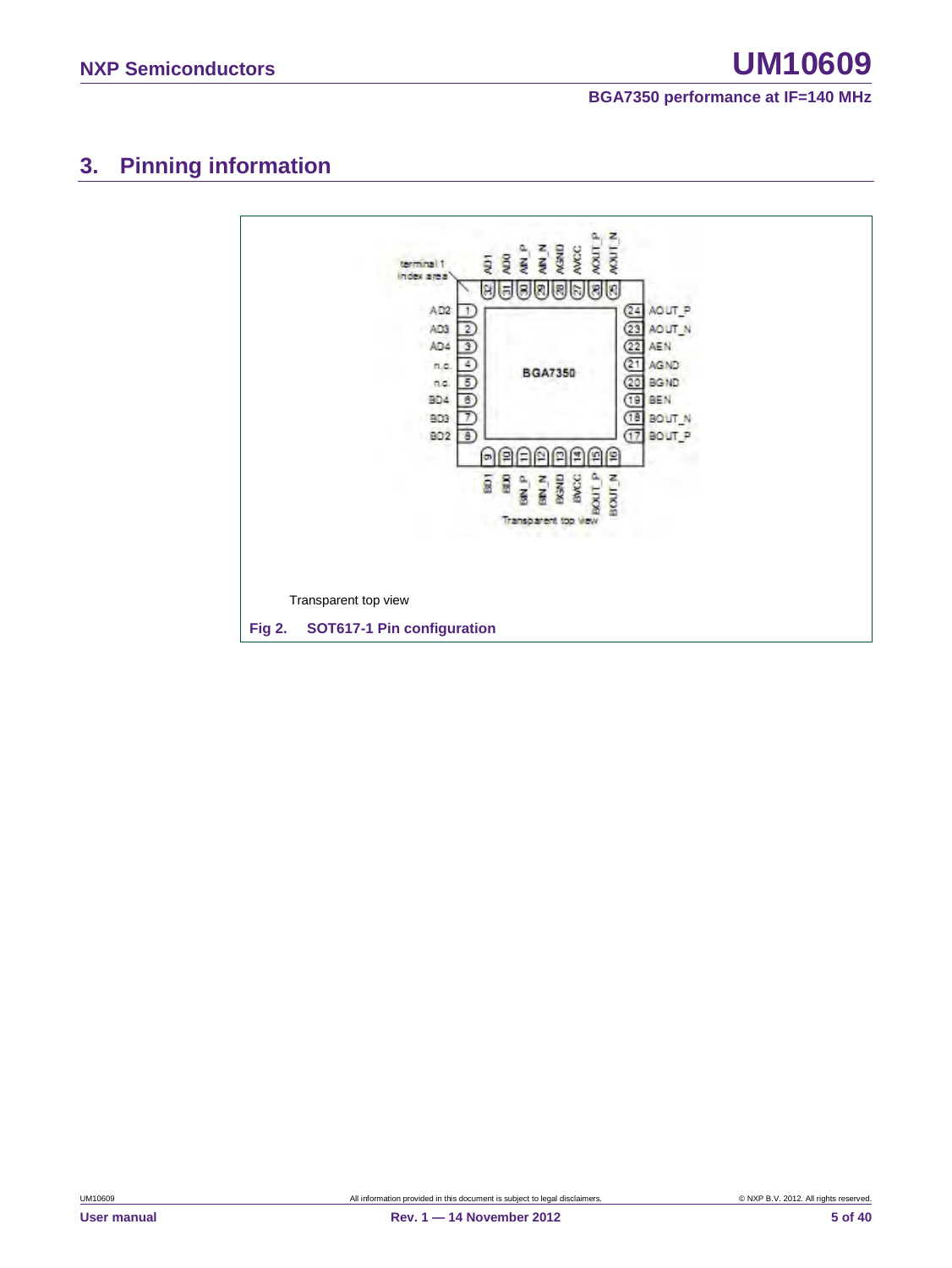# 3. Pinning information

Transparent top view

**Fig 2. SOT617-1 Pin configuration**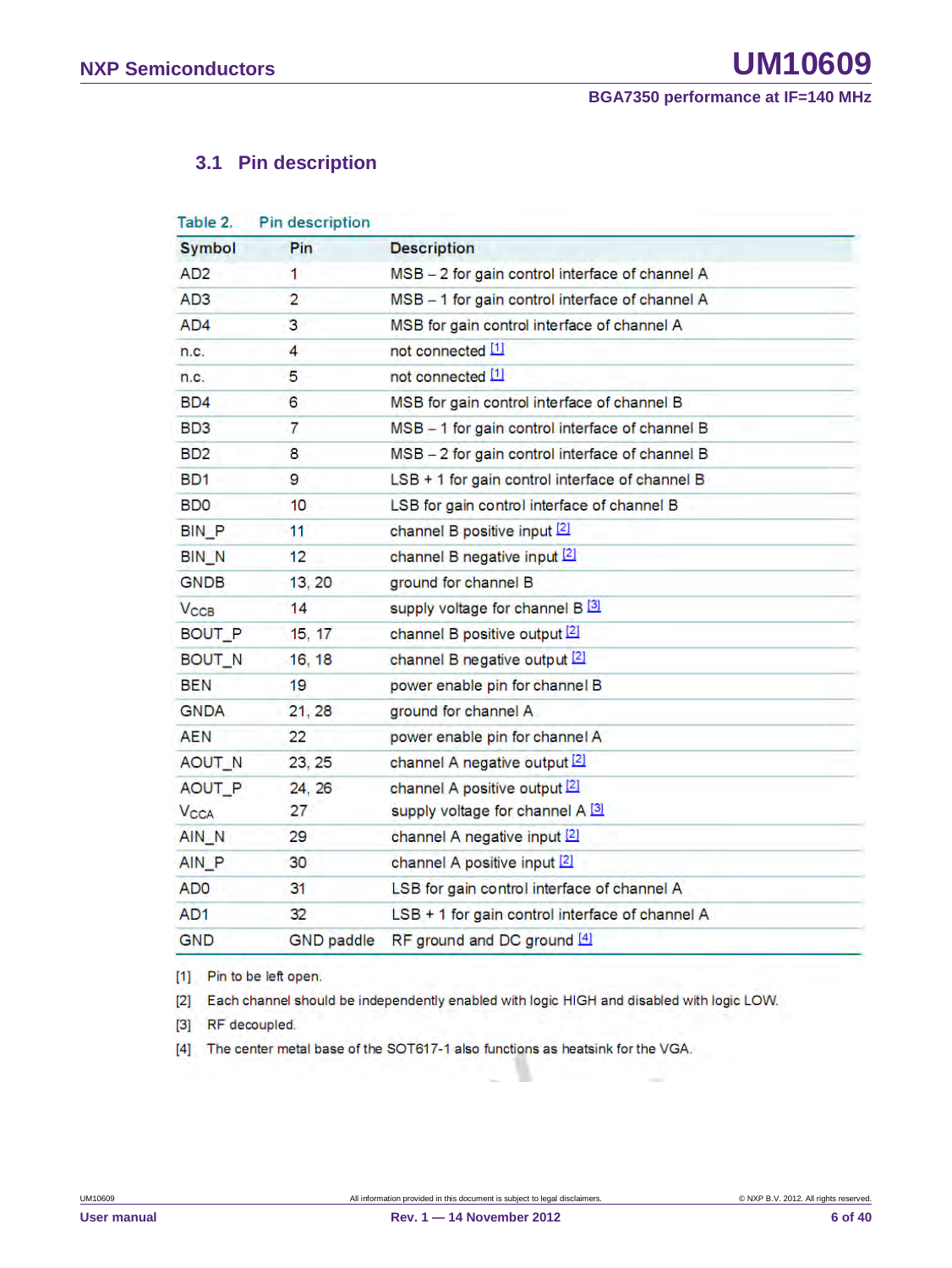### 3.1 Pin description

Table 2. Pin description

| Symbol | Pin | Description |
|---|---|---|
| AD2 | 1 | MSB – 2 for gain control interface of channel A |
| AD3 | 2 | MSB – 1 for gain control interface of channel A |
| AD4 | 3 | MSB for gain control interface of channel A |
| n.c. | 4 | not connected [1] |
| n.c. | 5 | not connected [1] |
| BD4 | 6 | MSB for gain control interface of channel B |
| BD3 | 7 | MSB – 1 for gain control interface of channel B |
| BD2 | 8 | MSB – 2 for gain control interface of channel B |
| BD1 | 9 | LSB + 1 for gain control interface of channel B |
| BD0 | 10 | LSB for gain control interface of channel B |
| BIN_P | 11 | channel B positive input [2] |
| BIN_N | 12 | channel B negative input [2] |
| GNDB | 13, 20 | ground for channel B |
| $V_{CCB}$ | 14 | supply voltage for channel B [3] |
| BOUT_P | 15, 17 | channel B positive output [2] |
| BOUT_N | 16, 18 | channel B negative output [2] |
| BEN | 19 | power enable pin for channel B |
| GNDA | 21, 28 | ground for channel A |
| AEN | 22 | power enable pin for channel A |
| AOUT_N | 23, 25 | channel A negative output [2] |
| AOUT_P | 24, 26 | channel A positive output [2] |
| $V_{CCA}$ | 27 | supply voltage for channel A [3] |
| AIN_N | 29 | channel A negative input [2] |
| AIN_P | 30 | channel A positive input [2] |
| AD0 | 31 | LSB for gain control interface of channel A |
| AD1 | 32 | LSB + 1 for gain control interface of channel A |
| GND | GND paddle | RF ground and DC ground [4] |

[1] Pin to be left open.

[2] Each channel should be independently enabled with logic HIGH and disabled with logic LOW.

[3] RF decoupled.

[4] The center metal base of the SOT617-1 also functions as heatsink for the VGA.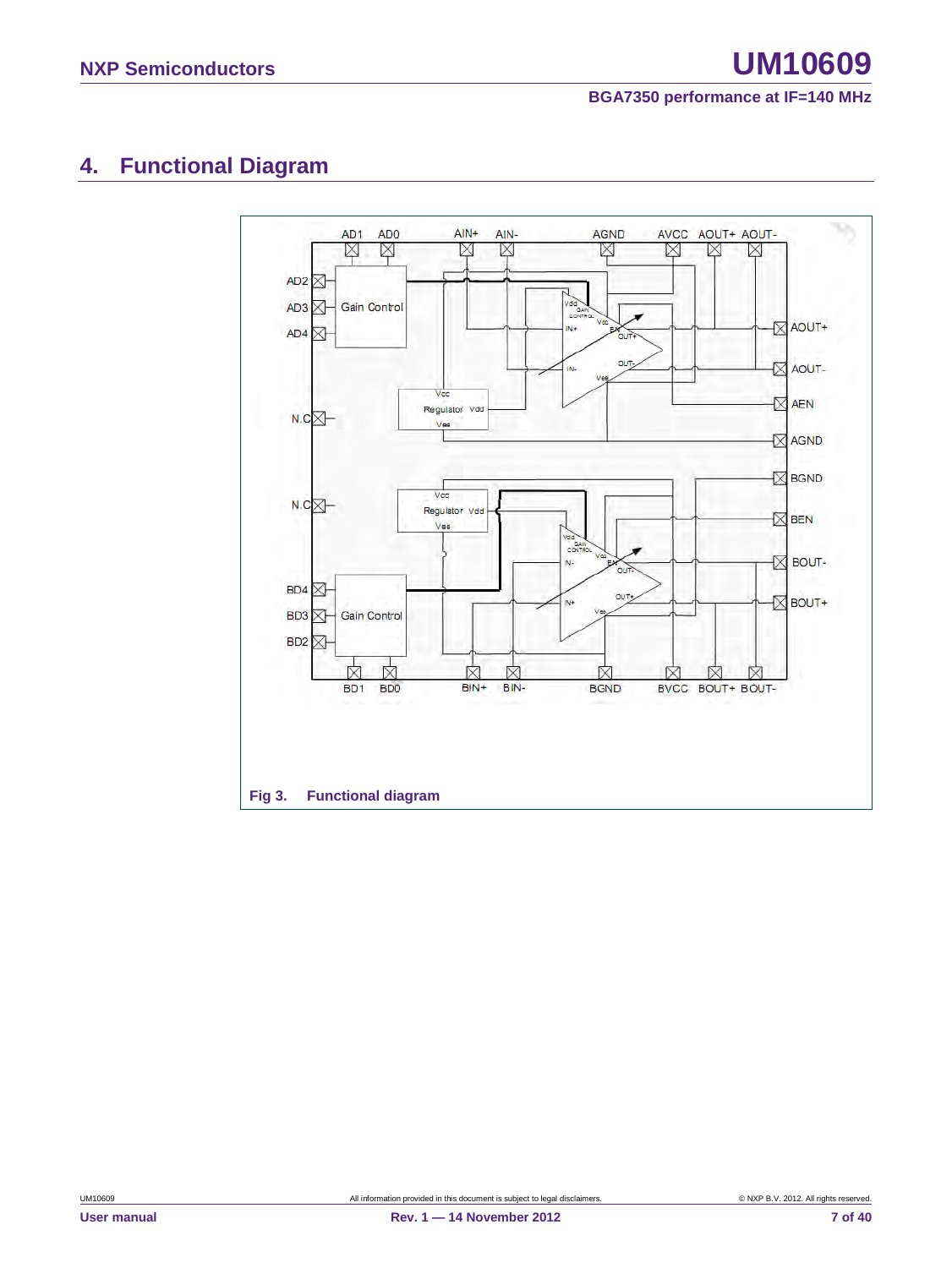## 4. Functional Diagram

Fig 3. Functional diagram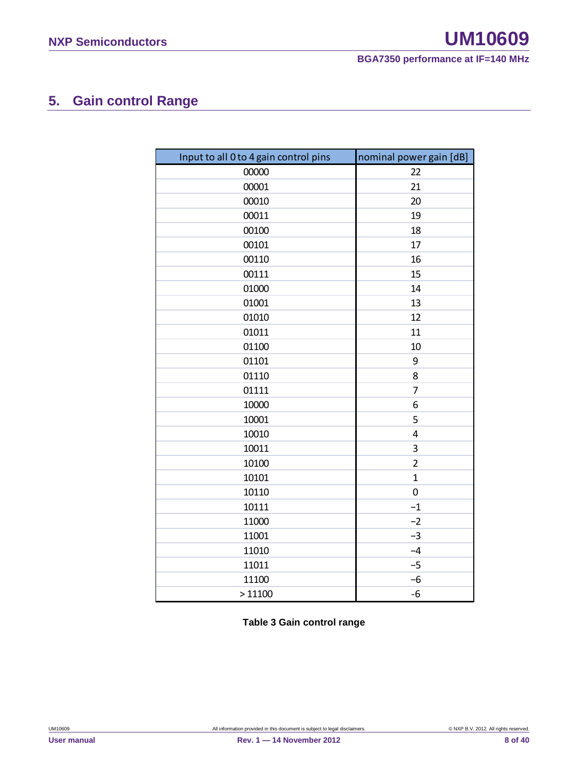## 5. Gain control Range

| Input to all 0 to 4 gain control pins | nominal power gain [dB] |
|---|---|
| 00000 | 22 |
| 00001 | 21 |
| 00010 | 20 |
| 00011 | 19 |
| 00100 | 18 |
| 00101 | 17 |
| 00110 | 16 |
| 00111 | 15 |
| 01000 | 14 |
| 01001 | 13 |
| 01010 | 12 |
| 01011 | 11 |
| 01100 | 10 |
| 01101 | 9 |
| 01110 | 8 |
| 01111 | 7 |
| 10000 | 6 |
| 10001 | 5 |
| 10010 | 4 |
| 10011 | 3 |
| 10100 | 2 |
| 10101 | 1 |
| 10110 | 0 |
| 10111 | −1 |
| 11000 | −2 |
| 11001 | −3 |
| 11010 | −4 |
| 11011 | −5 |
| 11100 | −6 |
| > 11100 | -6 |

**Table 3 Gain control range**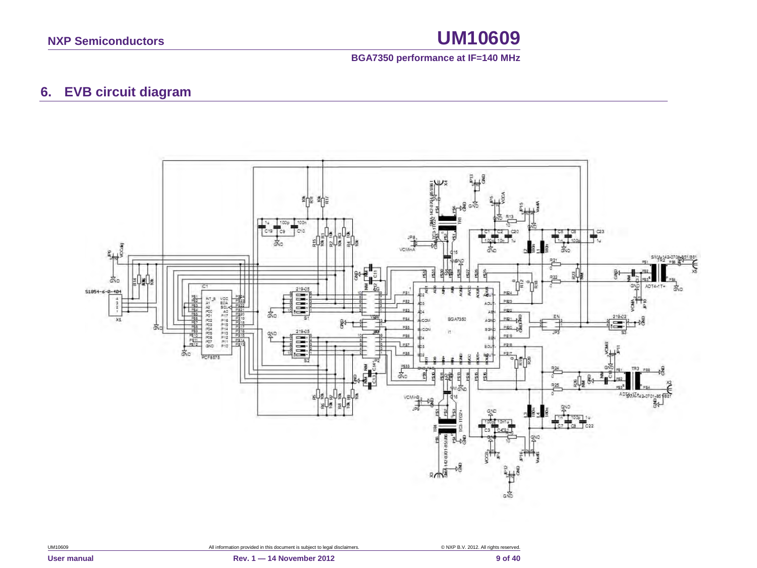## 6. EVB circuit diagram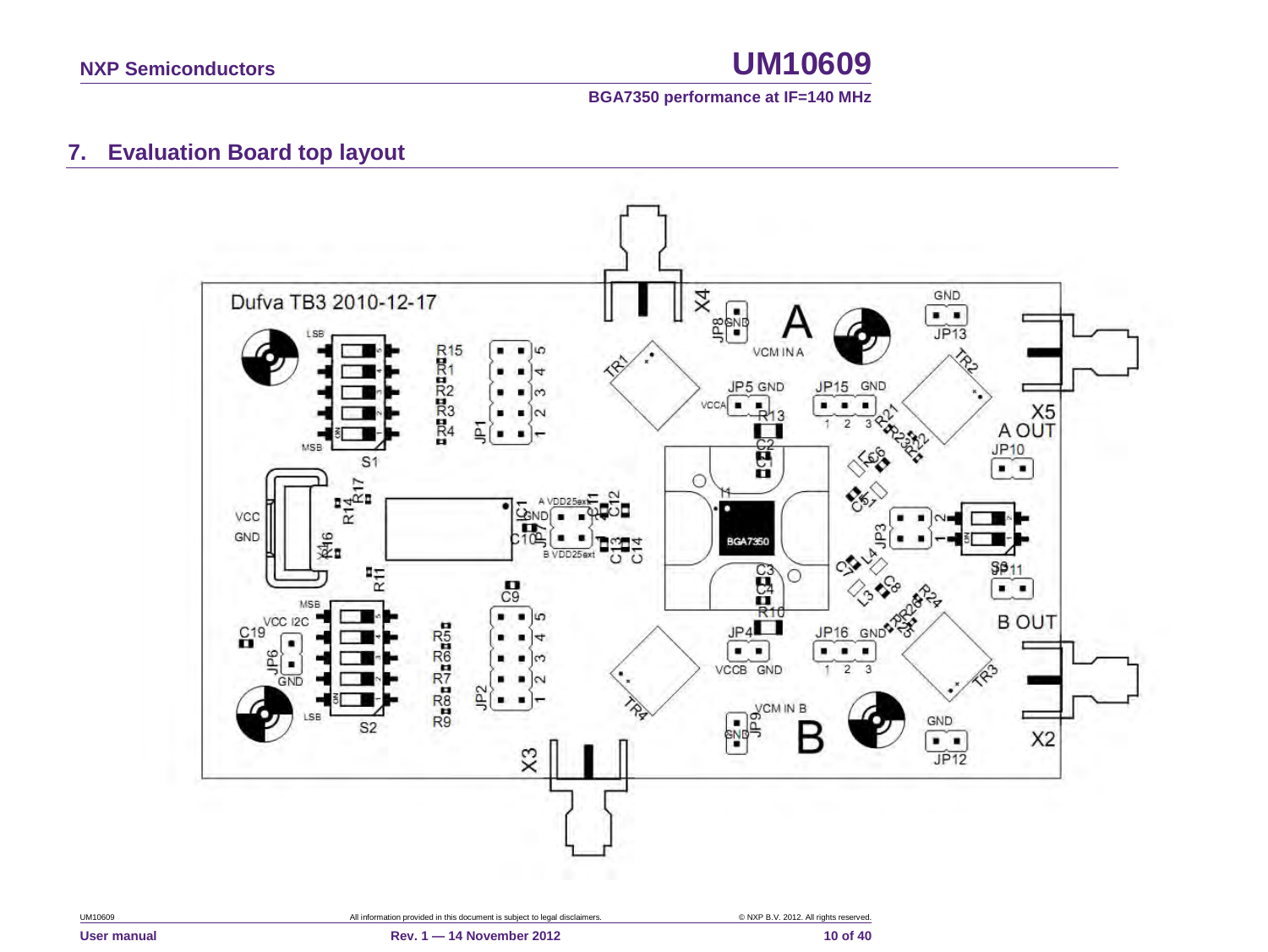## 7. Evaluation Board top layout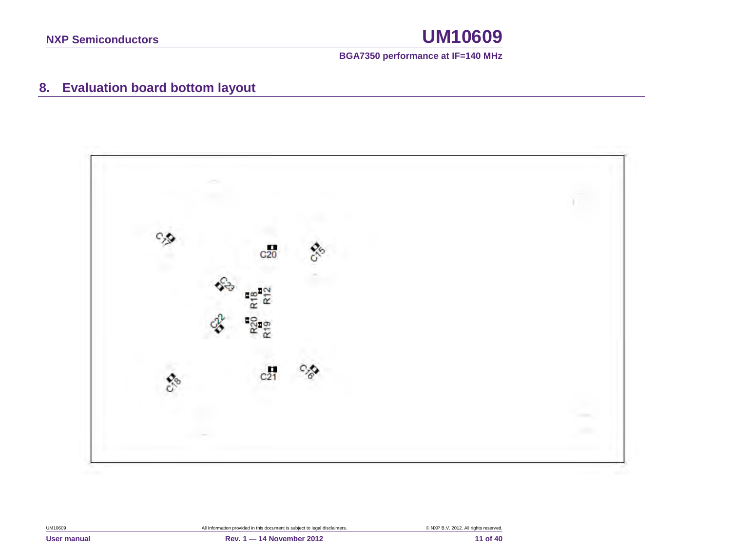## 8. Evaluation board bottom layout

C17 C20 C15 C23 R18 R12 C22 R20 R19 C18 C21 C16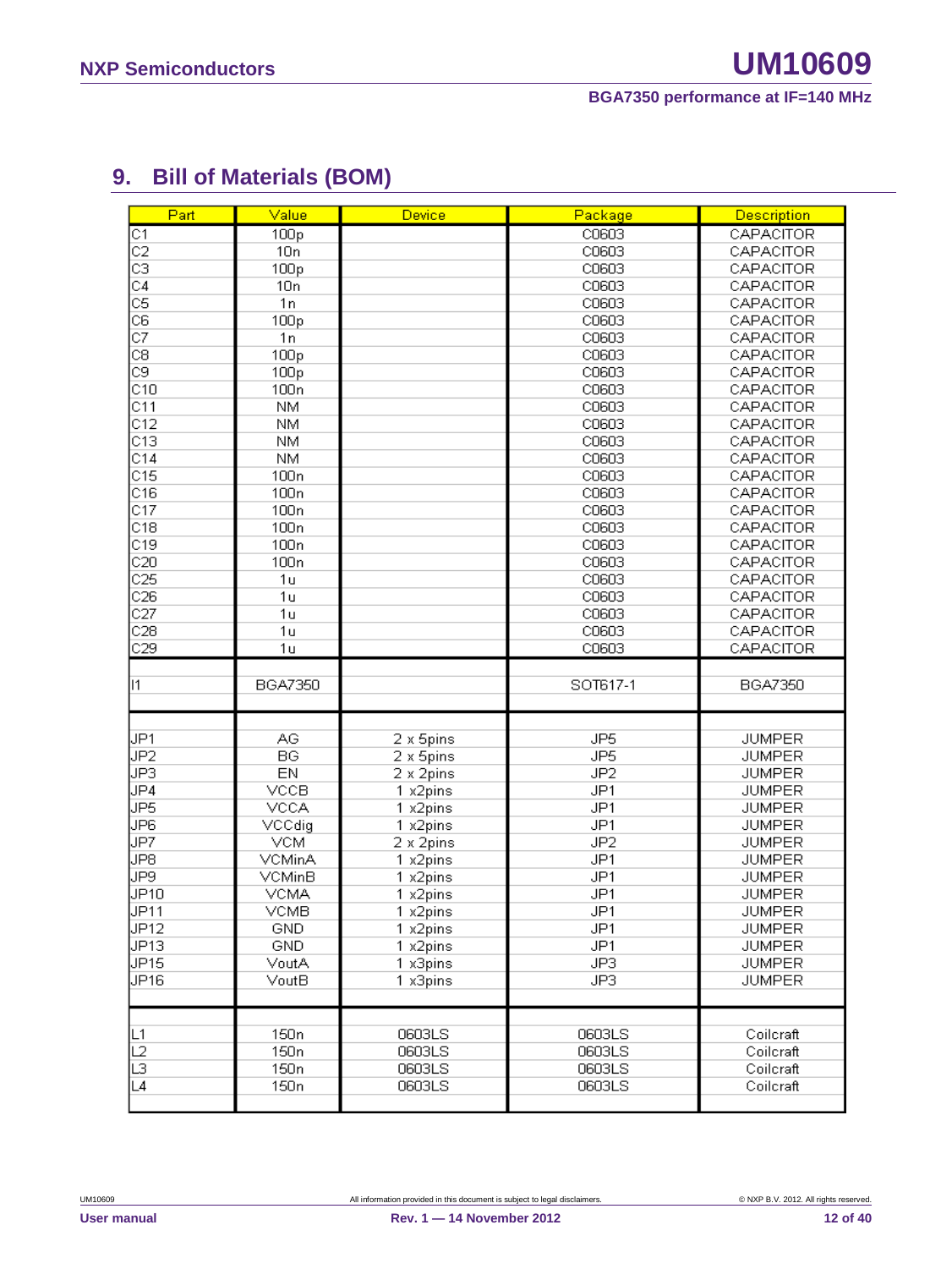## 9. Bill of Materials (BOM)

| Part | Value | Device | Package | Description |
|---|---|---|---|---|
| C1 | 100p | | C0603 | CAPACITOR |
| C2 | 10n | | C0603 | CAPACITOR |
| C3 | 100p | | C0603 | CAPACITOR |
| C4 | 10n | | C0603 | CAPACITOR |
| C5 | 1n | | C0603 | CAPACITOR |
| C6 | 100p | | C0603 | CAPACITOR |
| C7 | 1n | | C0603 | CAPACITOR |
| C8 | 100p | | C0603 | CAPACITOR |
| C9 | 100p | | C0603 | CAPACITOR |
| C10 | 100n | | C0603 | CAPACITOR |
| C11 | NM | | C0603 | CAPACITOR |
| C12 | NM | | C0603 | CAPACITOR |
| C13 | NM | | C0603 | CAPACITOR |
| C14 | NM | | C0603 | CAPACITOR |
| C15 | 100n | | C0603 | CAPACITOR |
| C16 | 100n | | C0603 | CAPACITOR |
| C17 | 100n | | C0603 | CAPACITOR |
| C18 | 100n | | C0603 | CAPACITOR |
| C19 | 100n | | C0603 | CAPACITOR |
| C20 | 100n | | C0603 | CAPACITOR |
| C25 | 1u | | C0603 | CAPACITOR |
| C26 | 1u | | C0603 | CAPACITOR |
| C27 | 1u | | C0603 | CAPACITOR |
| C28 | 1u | | C0603 | CAPACITOR |
| C29 | 1u | | C0603 | CAPACITOR |
| | | | | |
| I1 | BGA7350 | | SOT617-1 | BGA7350 |
| | | | | |
| JP1 | AG | 2 x 5pins | JP5 | JUMPER |
| JP2 | BG | 2 x 5pins | JP5 | JUMPER |
| JP3 | EN | 2 x 2pins | JP2 | JUMPER |
| JP4 | VCCB | 1 x2pins | JP1 | JUMPER |
| JP5 | VCCA | 1 x2pins | JP1 | JUMPER |
| JP6 | VCCdig | 1 x2pins | JP1 | JUMPER |
| JP7 | VCM | 2 x 2pins | JP2 | JUMPER |
| JP8 | VCMinA | 1 x2pins | JP1 | JUMPER |
| JP9 | VCMinB | 1 x2pins | JP1 | JUMPER |
| JP10 | VCMA | 1 x2pins | JP1 | JUMPER |
| JP11 | VCMB | 1 x2pins | JP1 | JUMPER |
| JP12 | GND | 1 x2pins | JP1 | JUMPER |
| JP13 | GND | 1 x2pins | JP1 | JUMPER |
| JP15 | VoutA | 1 x3pins | JP3 | JUMPER |
| JP16 | VoutB | 1 x3pins | JP3 | JUMPER |
| | | | | |
| L1 | 150n | 0603LS | 0603LS | Coilcraft |
| L2 | 150n | 0603LS | 0603LS | Coilcraft |
| L3 | 150n | 0603LS | 0603LS | Coilcraft |
| L4 | 150n | 0603LS | 0603LS | Coilcraft |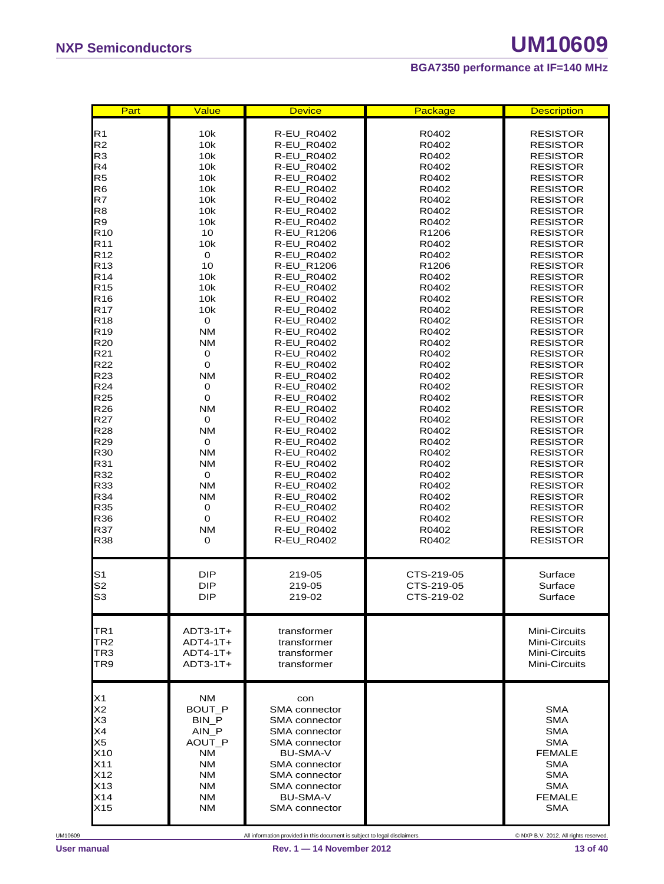| Part | Value | Device | Package | Description |
|---|---|---|---|---|
| R1 | 10k | R-EU_R0402 | R0402 | RESISTOR |
| R2 | 10k | R-EU_R0402 | R0402 | RESISTOR |
| R3 | 10k | R-EU_R0402 | R0402 | RESISTOR |
| R4 | 10k | R-EU_R0402 | R0402 | RESISTOR |
| R5 | 10k | R-EU_R0402 | R0402 | RESISTOR |
| R6 | 10k | R-EU_R0402 | R0402 | RESISTOR |
| R7 | 10k | R-EU_R0402 | R0402 | RESISTOR |
| R8 | 10k | R-EU_R0402 | R0402 | RESISTOR |
| R9 | 10k | R-EU_R0402 | R0402 | RESISTOR |
| R10 | 10 | R-EU_R1206 | R1206 | RESISTOR |
| R11 | 10k | R-EU_R0402 | R0402 | RESISTOR |
| R12 | 0 | R-EU_R0402 | R0402 | RESISTOR |
| R13 | 10 | R-EU_R1206 | R1206 | RESISTOR |
| R14 | 10k | R-EU_R0402 | R0402 | RESISTOR |
| R15 | 10k | R-EU_R0402 | R0402 | RESISTOR |
| R16 | 10k | R-EU_R0402 | R0402 | RESISTOR |
| R17 | 10k | R-EU_R0402 | R0402 | RESISTOR |
| R18 | 0 | R-EU_R0402 | R0402 | RESISTOR |
| R19 | NM | R-EU_R0402 | R0402 | RESISTOR |
| R20 | NM | R-EU_R0402 | R0402 | RESISTOR |
| R21 | 0 | R-EU_R0402 | R0402 | RESISTOR |
| R22 | 0 | R-EU_R0402 | R0402 | RESISTOR |
| R23 | NM | R-EU_R0402 | R0402 | RESISTOR |
| R24 | 0 | R-EU_R0402 | R0402 | RESISTOR |
| R25 | 0 | R-EU_R0402 | R0402 | RESISTOR |
| R26 | NM | R-EU_R0402 | R0402 | RESISTOR |
| R27 | 0 | R-EU_R0402 | R0402 | RESISTOR |
| R28 | NM | R-EU_R0402 | R0402 | RESISTOR |
| R29 | 0 | R-EU_R0402 | R0402 | RESISTOR |
| R30 | NM | R-EU_R0402 | R0402 | RESISTOR |
| R31 | NM | R-EU_R0402 | R0402 | RESISTOR |
| R32 | 0 | R-EU_R0402 | R0402 | RESISTOR |
| R33 | NM | R-EU_R0402 | R0402 | RESISTOR |
| R34 | NM | R-EU_R0402 | R0402 | RESISTOR |
| R35 | 0 | R-EU_R0402 | R0402 | RESISTOR |
| R36 | 0 | R-EU_R0402 | R0402 | RESISTOR |
| R37 | NM | R-EU_R0402 | R0402 | RESISTOR |
| R38 | 0 | R-EU_R0402 | R0402 | RESISTOR |
| S1 | DIP | 219-05 | CTS-219-05 | Surface |
| S2 | DIP | 219-05 | CTS-219-05 | Surface |
| S3 | DIP | 219-02 | CTS-219-02 | Surface |
| TR1 | ADT3-1T+ | transformer | | Mini-Circuits |
| TR2 | ADT4-1T+ | transformer | | Mini-Circuits |
| TR3 | ADT4-1T+ | transformer | | Mini-Circuits |
| TR9 | ADT3-1T+ | transformer | | Mini-Circuits |
| X1 | NM | con | | |
| X2 | BOUT_P | SMA connector | | SMA |
| X3 | BIN_P | SMA connector | | SMA |
| X4 | AIN_P | SMA connector | | SMA |
| X5 | AOUT_P | SMA connector | | SMA |
| X10 | NM | BU-SMA-V | | FEMALE |
| X11 | NM | SMA connector | | SMA |
| X12 | NM | SMA connector | | SMA |
| X13 | NM | SMA connector | | SMA |
| X14 | NM | BU-SMA-V | | FEMALE |
| X15 | NM | SMA connector | | SMA |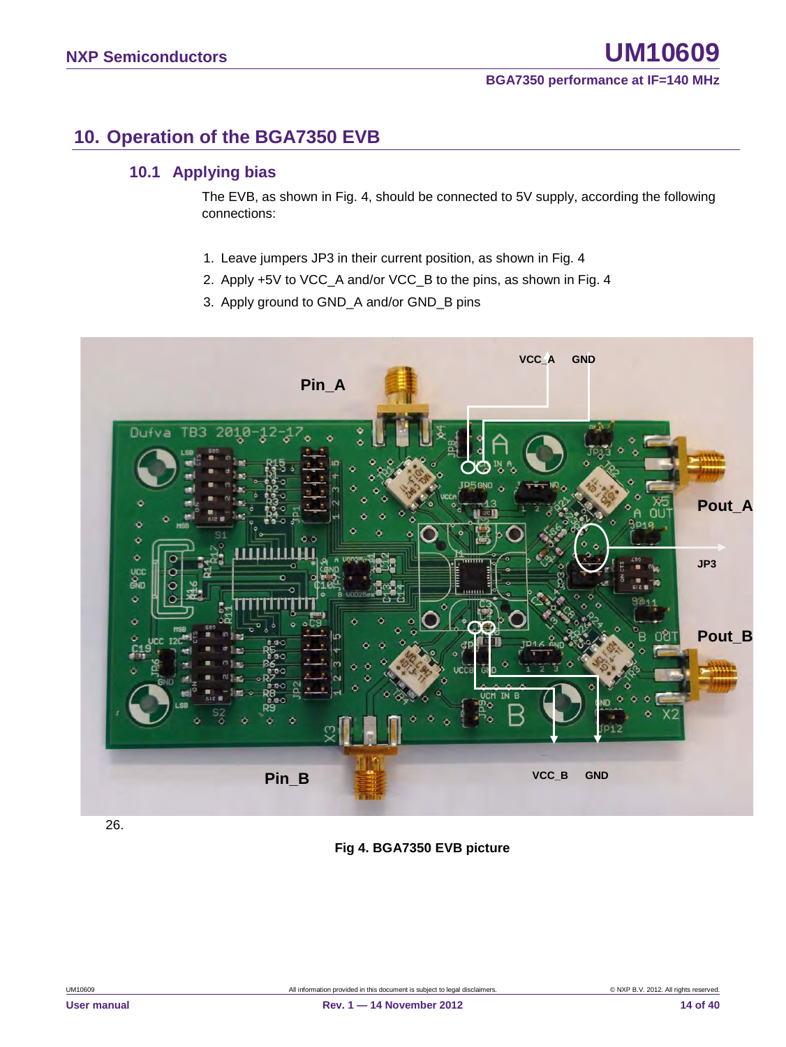## 10. Operation of the BGA7350 EVB

### 10.1 Applying bias

The EVB, as shown in Fig. 4, should be connected to 5V supply, according the following connections:

1. Leave jumpers JP3 in their current position, as shown in Fig. 4
2. Apply +5V to VCC_A and/or VCC_B to the pins, as shown in Fig. 4
3. Apply ground to GND_A and/or GND_B pins

26.

**Fig 4. BGA7350 EVB picture**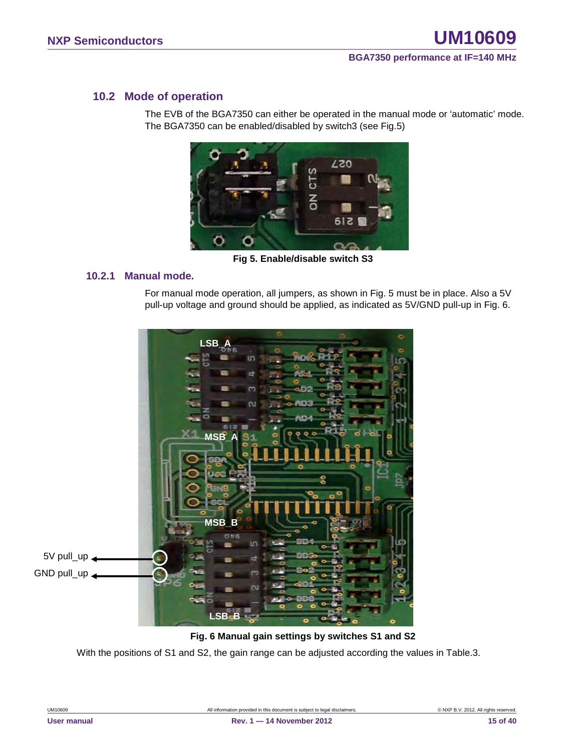## 10.2 Mode of operation

The EVB of the BGA7350 can either be operated in the manual mode or 'automatic' mode. The BGA7350 can be enabled/disabled by switch3 (see Fig.5)

**Fig 5. Enable/disable switch S3**

### 10.2.1 Manual mode.

For manual mode operation, all jumpers, as shown in Fig. 5 must be in place. Also a 5V pull-up voltage and ground should be applied, as indicated as 5V/GND pull-up in Fig. 6.

**Fig. 6 Manual gain settings by switches S1 and S2**

With the positions of S1 and S2, the gain range can be adjusted according the values in Table.3.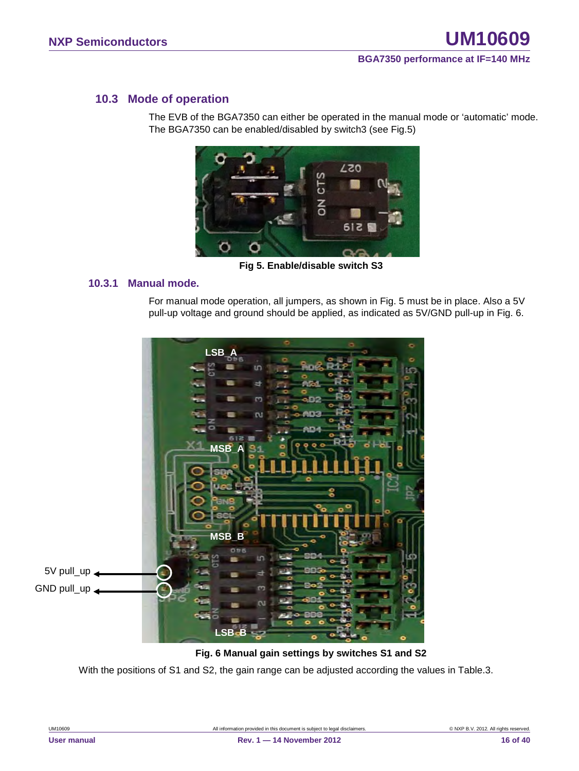## 10.3 Mode of operation

The EVB of the BGA7350 can either be operated in the manual mode or ‘automatic’ mode. The BGA7350 can be enabled/disabled by switch3 (see Fig.5)

**Fig 5. Enable/disable switch S3**

### 10.3.1 Manual mode.

For manual mode operation, all jumpers, as shown in Fig. 5 must be in place. Also a 5V pull-up voltage and ground should be applied, as indicated as 5V/GND pull-up in Fig. 6.

**Fig. 6 Manual gain settings by switches S1 and S2**

With the positions of S1 and S2, the gain range can be adjusted according the values in Table.3.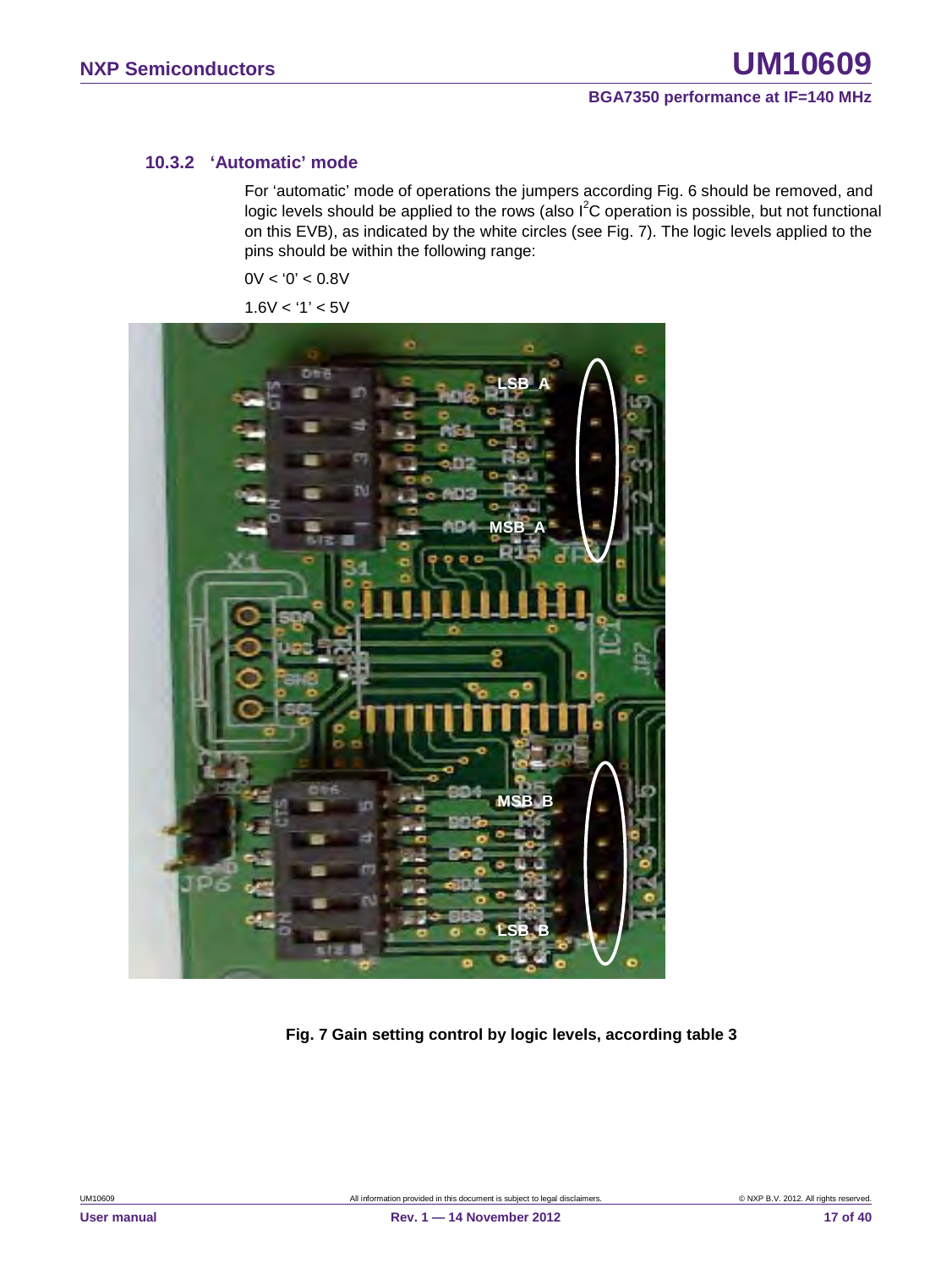### 10.3.2 'Automatic' mode

For 'automatic' mode of operations the jumpers according Fig. 6 should be removed, and logic levels should be applied to the rows (also $I^2C$ operation is possible, but not functional on this EVB), as indicated by the white circles (see Fig. 7). The logic levels applied to the pins should be within the following range:

0V < '0' < 0.8V

1.6V < '1' < 5V

**Fig. 7 Gain setting control by logic levels, according table 3**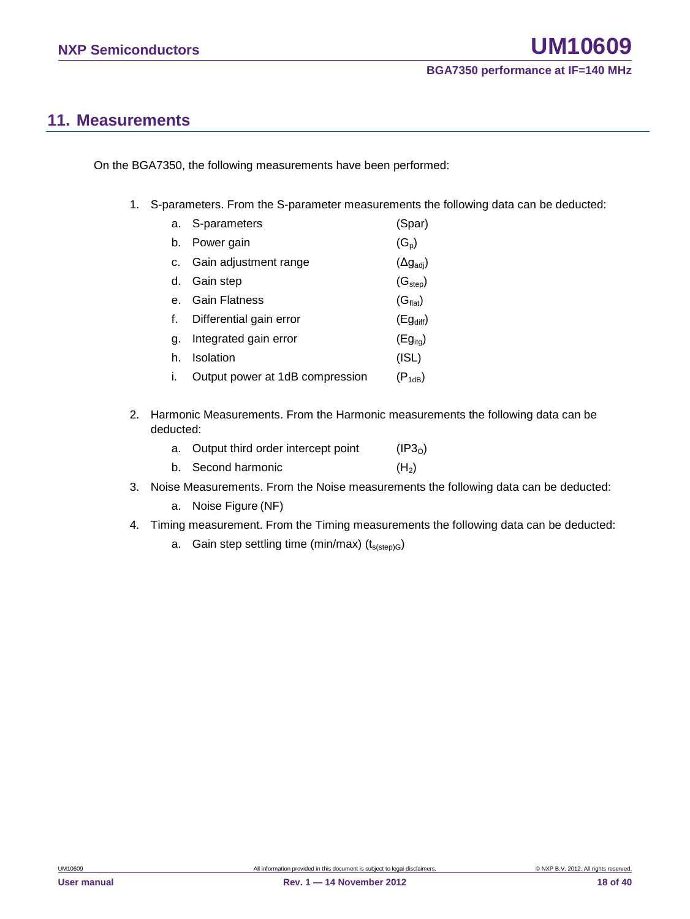# 11. Measurements

On the BGA7350, the following measurements have been performed:

1. S-parameters. From the S-parameter measurements the following data can be deducted:
   a. S-parameters (Spar)
   b. Power gain ($G_p$)
   c. Gain adjustment range ($\Delta g_{adj}$)
   d. Gain step ($G_{step}$)
   e. Gain Flatness ($G_{flat}$)
   f. Differential gain error ($Eg_{diff}$)
   g. Integrated gain error ($Eg_{itg}$)
   h. Isolation (ISL)
   i. Output power at 1dB compression ($P_{1dB}$)

2. Harmonic Measurements. From the Harmonic measurements the following data can be deducted:
   a. Output third order intercept point ($IP3_O$)
   b. Second harmonic ($H_2$)

3. Noise Measurements. From the Noise measurements the following data can be deducted:
   a. Noise Figure (NF)

4. Timing measurement. From the Timing measurements the following data can be deducted:
   a. Gain step settling time (min/max) ($t_{s(step)G}$)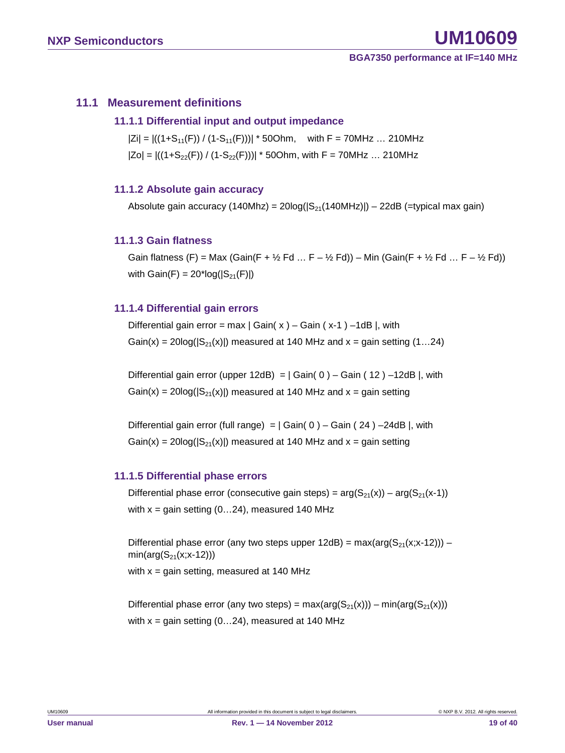## 11.1 Measurement definitions

### 11.1.1 Differential input and output impedance

$|Zi| = |((1+S_{11}(F)) / (1-S_{11}(F)))| * 50Ohm$, with F = 70MHz … 210MHz

$|Zo| = |((1+S_{22}(F)) / (1-S_{22}(F)))| * 50Ohm$, with F = 70MHz … 210MHz

### 11.1.2 Absolute gain accuracy

Absolute gain accuracy (140Mhz) = $20\log(|S_{21}(140MHz)|)$ – 22dB (=typical max gain)

### 11.1.3 Gain flatness

Gain flatness (F) = Max (Gain(F + ½ Fd … F – ½ Fd)) – Min (Gain(F + ½ Fd … F – ½ Fd))

with Gain(F) = $20*\log(|S_{21}(F)|)$

### 11.1.4 Differential gain errors

Differential gain error = max | Gain( x ) – Gain ( x-1 ) –1dB |, with

Gain(x) = $20\log(|S_{21}(x)|)$ measured at 140 MHz and x = gain setting (1…24)

Differential gain error (upper 12dB) = | Gain( 0 ) – Gain ( 12 ) –12dB |, with

Gain(x) = $20\log(|S_{21}(x)|)$ measured at 140 MHz and x = gain setting

Differential gain error (full range) = | Gain( 0 ) – Gain ( 24 ) –24dB |, with

Gain(x) = $20\log(|S_{21}(x)|)$ measured at 140 MHz and x = gain setting

### 11.1.5 Differential phase errors

Differential phase error (consecutive gain steps) = $\arg(S_{21}(x)) – \arg(S_{21}(x-1))$

with x = gain setting (0…24), measured 140 MHz

Differential phase error (any two steps upper 12dB) = $\max(\arg(S_{21}(x;x-12)))$ – $\min(\arg(S_{21}(x;x-12)))$

with x = gain setting, measured at 140 MHz

Differential phase error (any two steps) = $\max(\arg(S_{21}(x)))$ – $\min(\arg(S_{21}(x)))$

with x = gain setting (0…24), measured at 140 MHz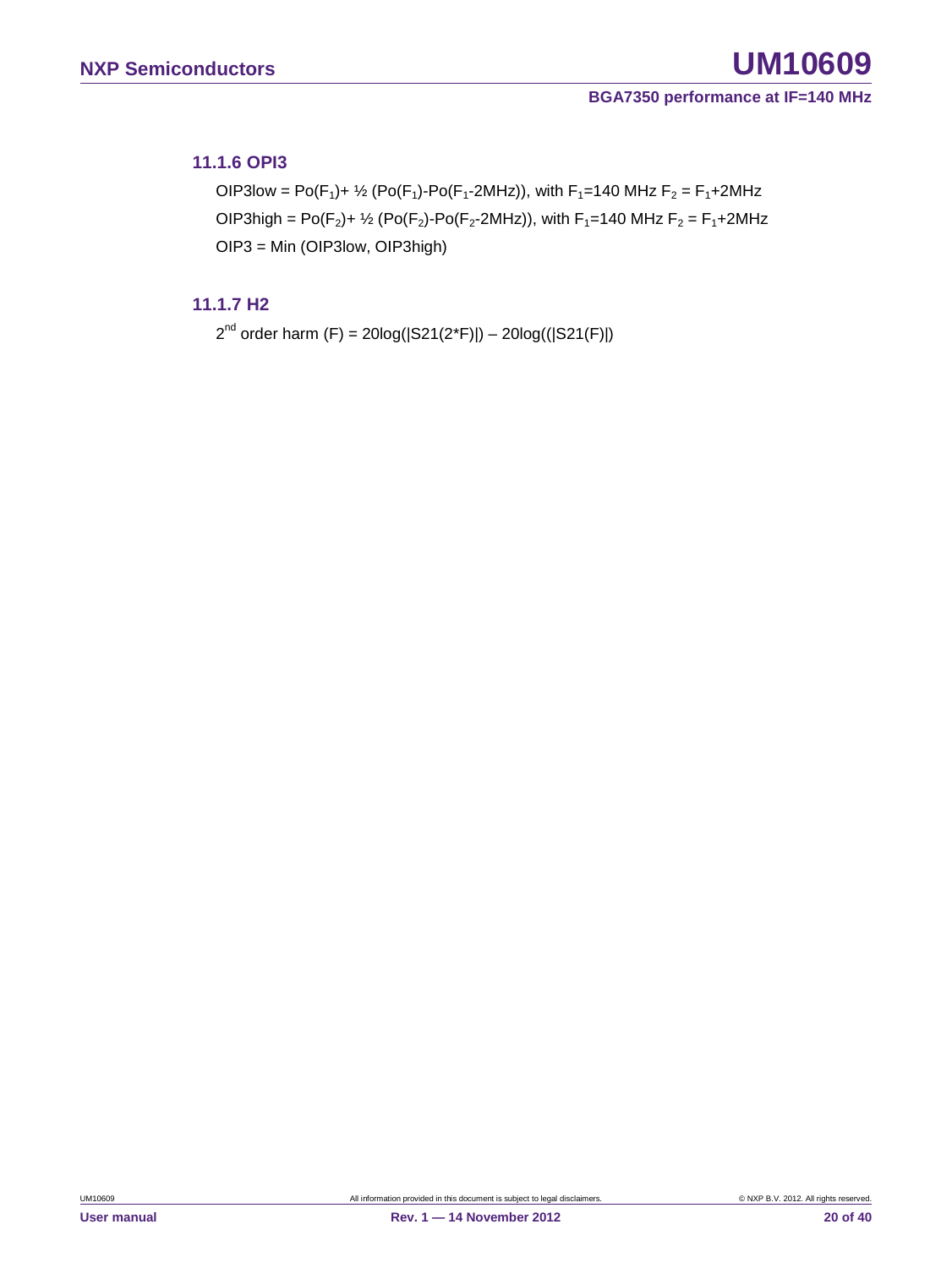### 11.1.6 OPI3

OIP3low = $Po(F_1)$+ ½ ($Po(F_1)$-$Po(F_1$-2MHz)), with $F_1$=140 MHz $F_2$ = $F_1$+2MHz

OIP3high = $Po(F_2)$+ ½ ($Po(F_2)$-$Po(F_2$-2MHz)), with $F_1$=140 MHz $F_2$ = $F_1$+2MHz

OIP3 = Min (OIP3low, OIP3high)

### 11.1.7 H2

$2^{nd}$ order harm (F) = 20log(|S21(2*F)|) – 20log((|S21(F)|)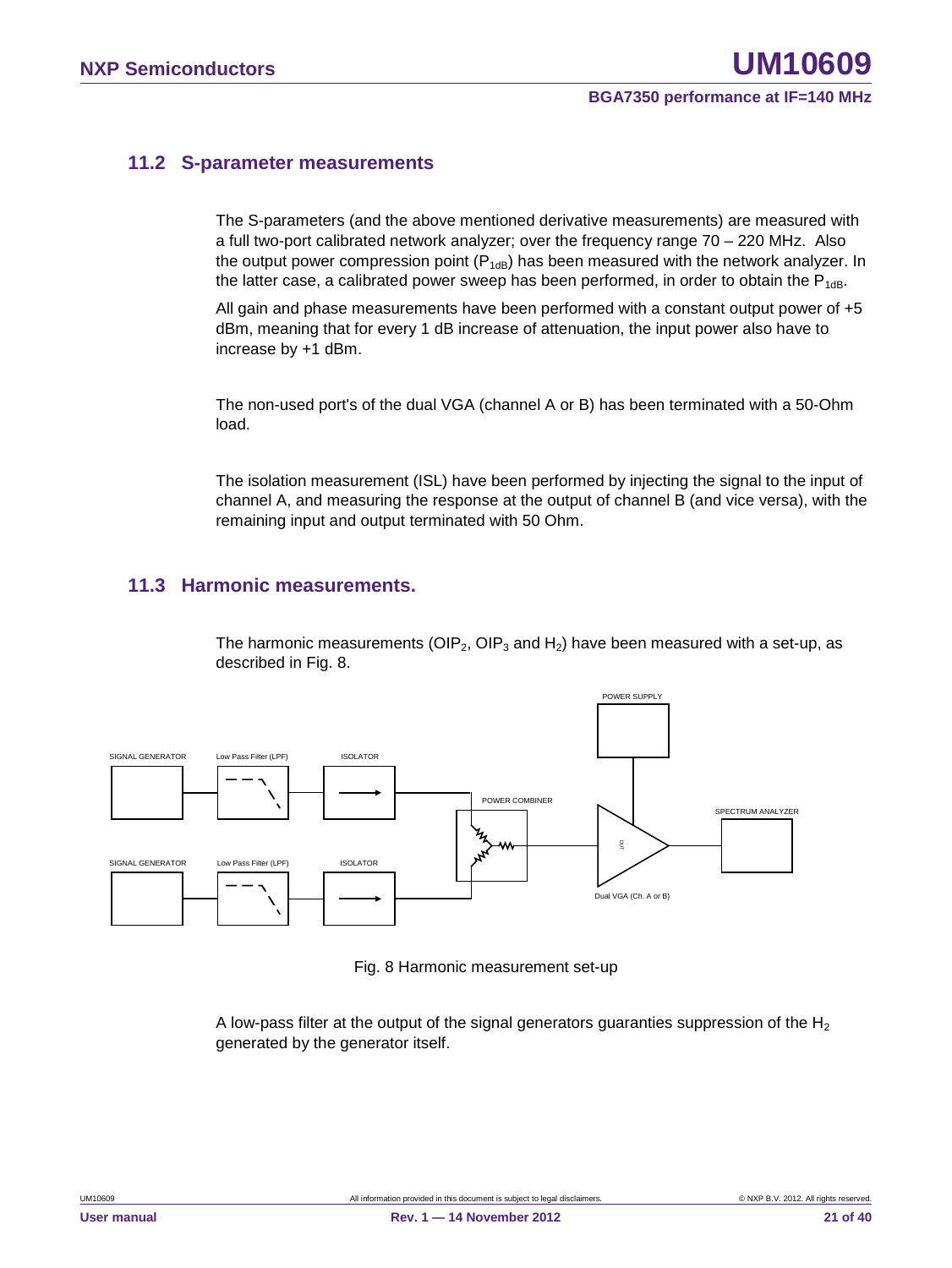## 11.2 S-parameter measurements

The S-parameters (and the above mentioned derivative measurements) are measured with a full two-port calibrated network analyzer; over the frequency range 70 – 220 MHz. Also the output power compression point ($P_{1dB}$) has been measured with the network analyzer. In the latter case, a calibrated power sweep has been performed, in order to obtain the $P_{1dB}$.

All gain and phase measurements have been performed with a constant output power of +5 dBm, meaning that for every 1 dB increase of attenuation, the input power also have to increase by +1 dBm.

The non-used port's of the dual VGA (channel A or B) has been terminated with a 50-Ohm load.

The isolation measurement (ISL) have been performed by injecting the signal to the input of channel A, and measuring the response at the output of channel B (and vice versa), with the remaining input and output terminated with 50 Ohm.

## 11.3 Harmonic measurements.

The harmonic measurements ($OIP_2$, $OIP_3$ and $H_2$) have been measured with a set-up, as described in Fig. 8.

SIGNAL GENERATOR — Low Pass Filter (LPF) — ISOLATOR — POWER COMBINER — Dual VGA (Ch. A or B) — SPECTRUM ANALYZER; POWER SUPPLY

Fig. 8 Harmonic measurement set-up

A low-pass filter at the output of the signal generators guaranties suppression of the $H_2$ generated by the generator itself.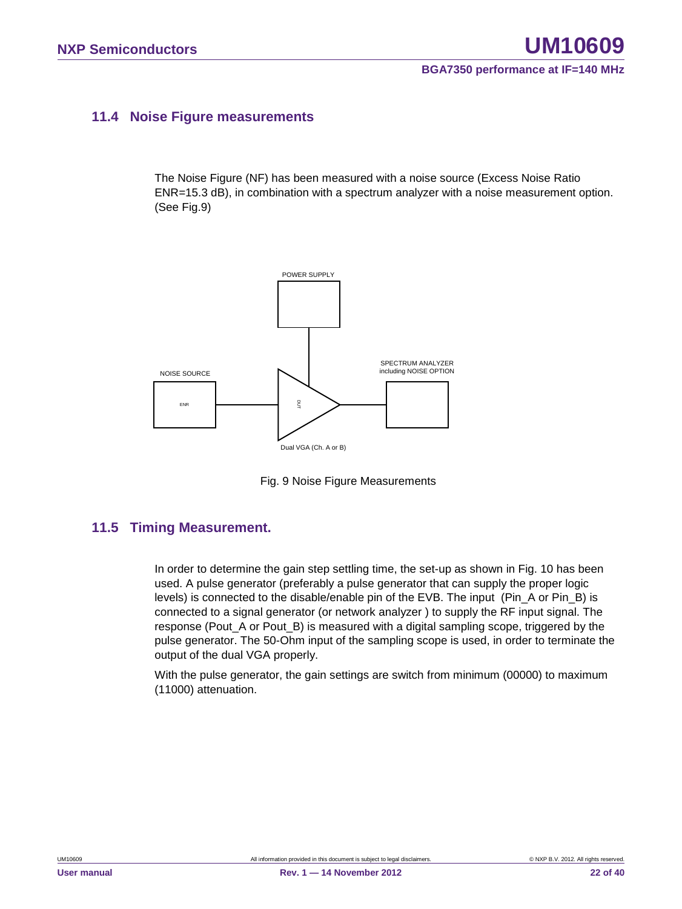## 11.4 Noise Figure measurements

The Noise Figure (NF) has been measured with a noise source (Excess Noise Ratio ENR=15.3 dB), in combination with a spectrum analyzer with a noise measurement option. (See Fig.9)

POWER SUPPLY

NOISE SOURCE

ENR

DUT

SPECTRUM ANALYZER including NOISE OPTION

Dual VGA (Ch. A or B)

Fig. 9 Noise Figure Measurements

## 11.5 Timing Measurement.

In order to determine the gain step settling time, the set-up as shown in Fig. 10 has been used. A pulse generator (preferably a pulse generator that can supply the proper logic levels) is connected to the disable/enable pin of the EVB. The input (Pin_A or Pin_B) is connected to a signal generator (or network analyzer ) to supply the RF input signal. The response (Pout_A or Pout_B) is measured with a digital sampling scope, triggered by the pulse generator. The 50-Ohm input of the sampling scope is used, in order to terminate the output of the dual VGA properly.

With the pulse generator, the gain settings are switch from minimum (00000) to maximum (11000) attenuation.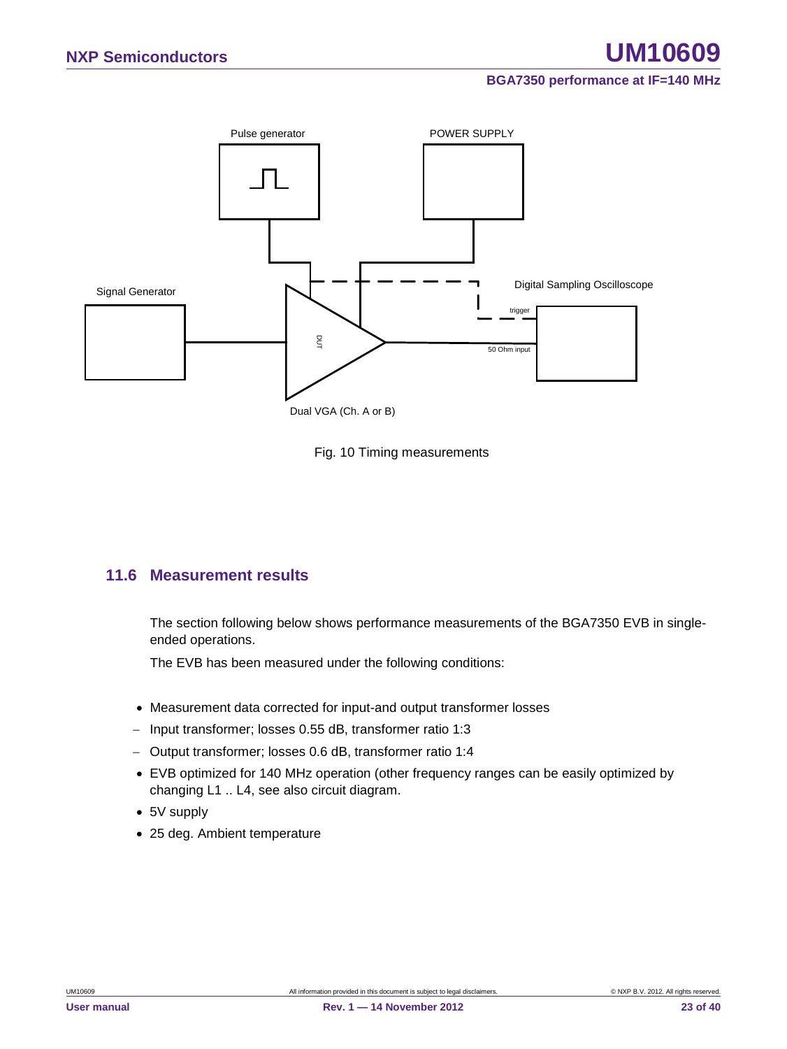Fig. 10 Timing measurements

## 11.6 Measurement results

The section following below shows performance measurements of the BGA7350 EVB in single-ended operations.

The EVB has been measured under the following conditions:

- Measurement data corrected for input-and output transformer losses
  - Input transformer; losses 0.55 dB, transformer ratio 1:3
  - Output transformer; losses 0.6 dB, transformer ratio 1:4
- EVB optimized for 140 MHz operation (other frequency ranges can be easily optimized by changing L1 .. L4, see also circuit diagram.
- 5V supply
- 25 deg. Ambient temperature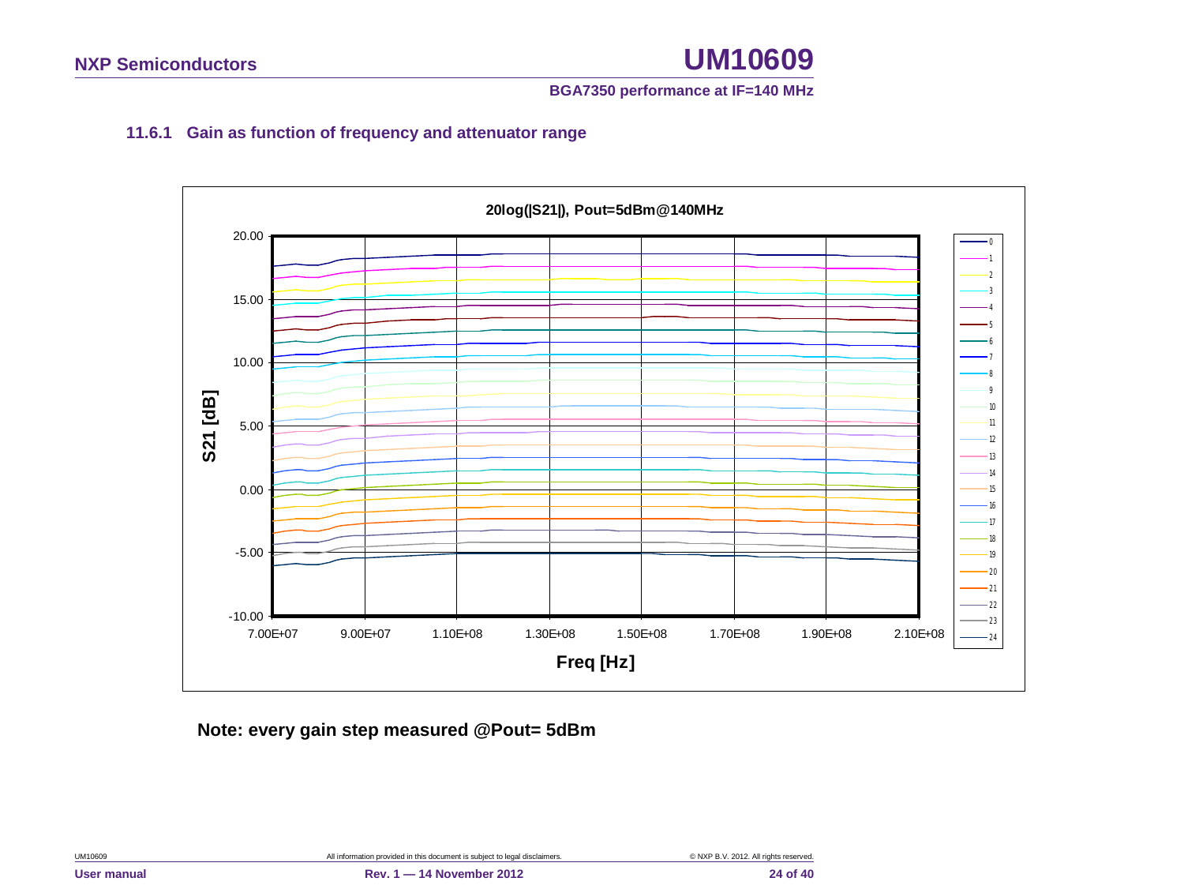### 11.6.1 Gain as function of frequency and attenuator range

**Note: every gain step measured @Pout= 5dBm**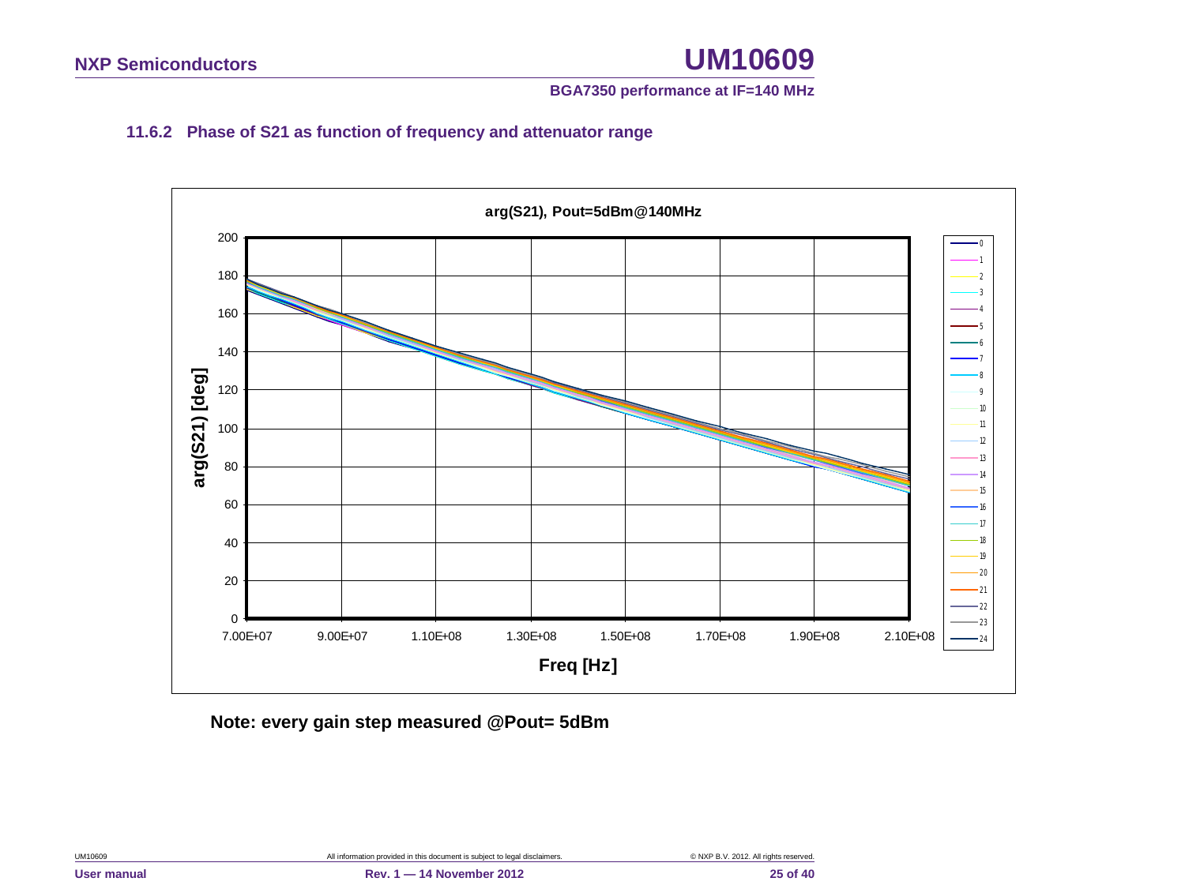### 11.6.2 Phase of S21 as function of frequency and attenuator range

arg(S21), Pout=5dBm@140MHz

**Note: every gain step measured @Pout= 5dBm**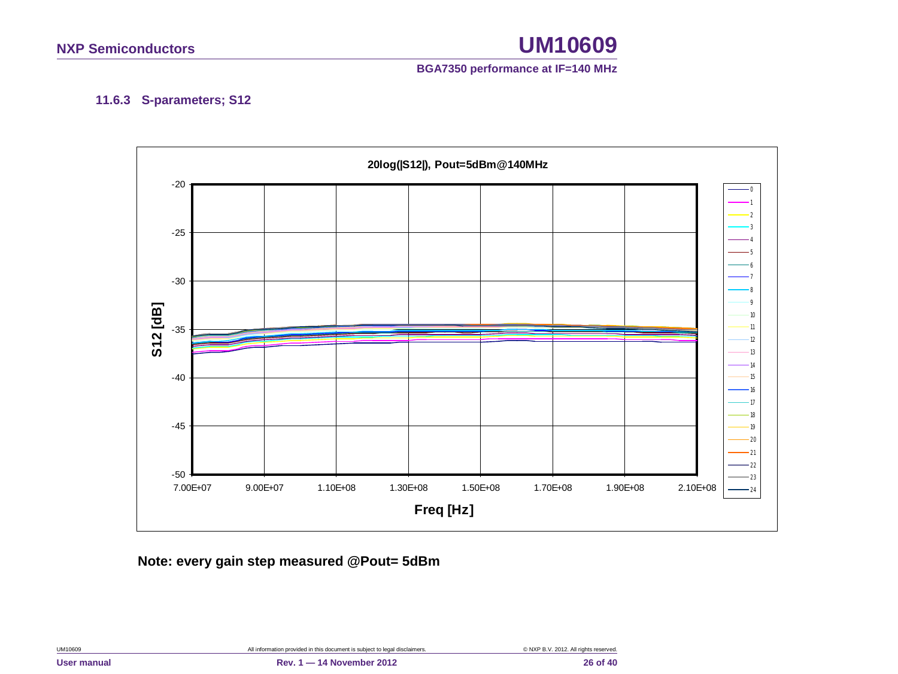### 11.6.3 S-parameters; S12

**Note: every gain step measured @Pout= 5dBm**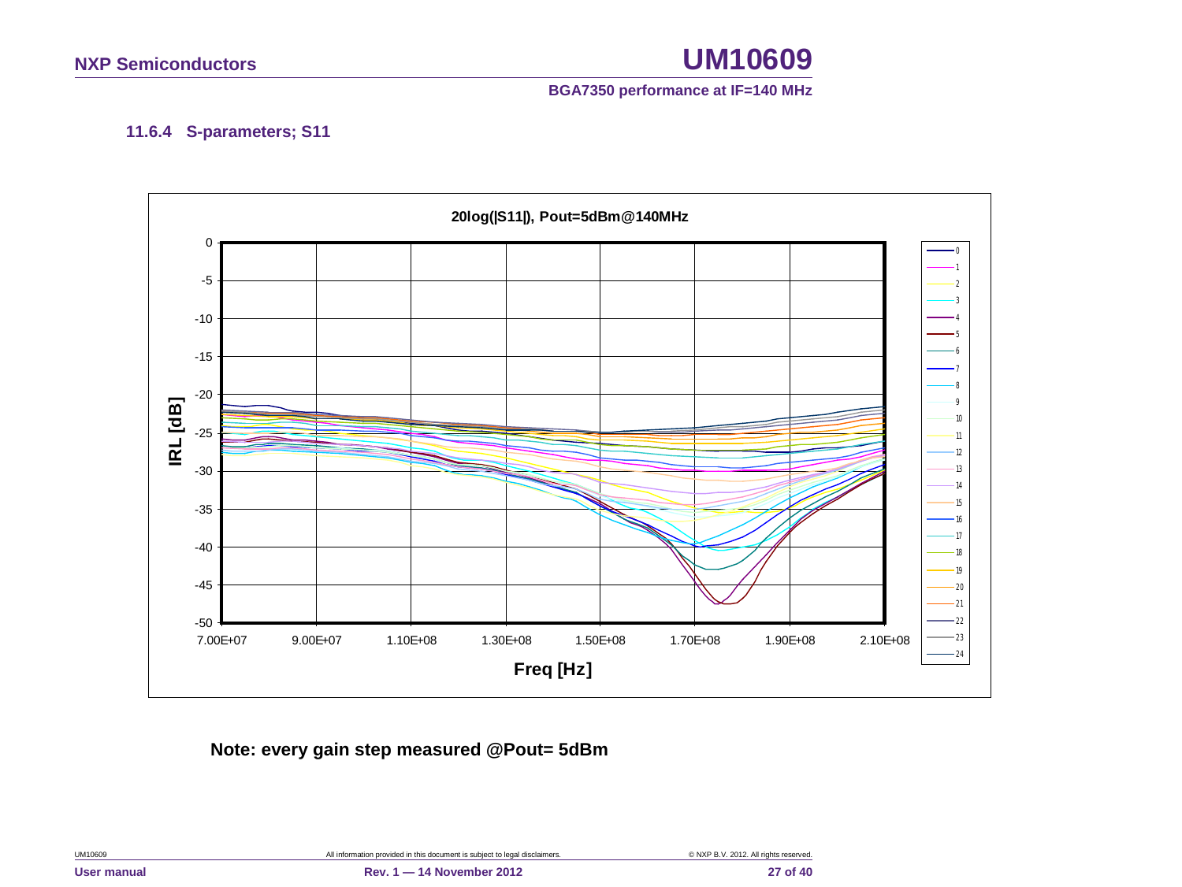### 11.6.4 S-parameters; S11

20log(|S11|), Pout=5dBm@140MHz

IRL [dB]

Freq [Hz]

**Note: every gain step measured @Pout= 5dBm**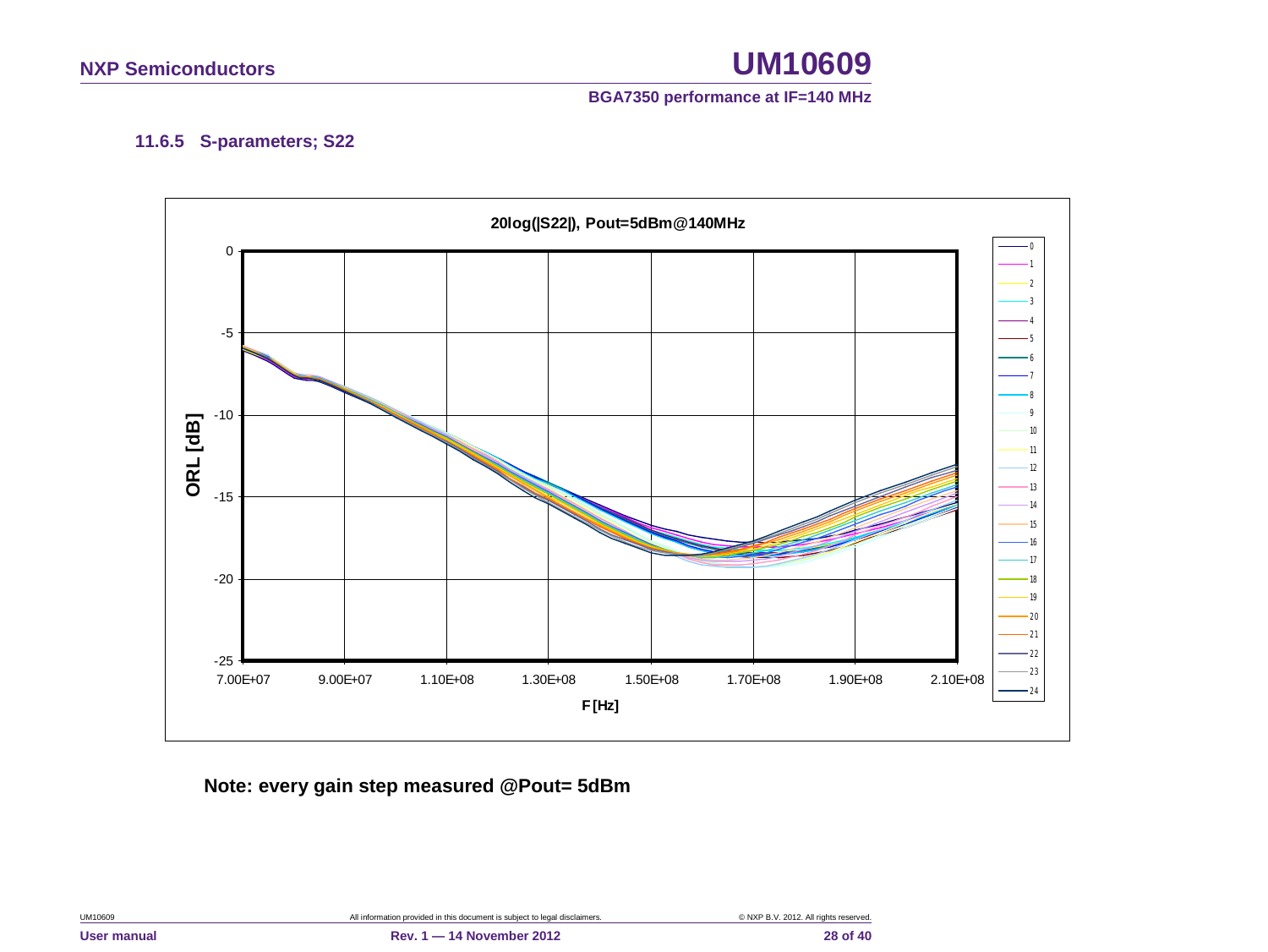### 11.6.5 S-parameters; S22

**Note: every gain step measured @Pout= 5dBm**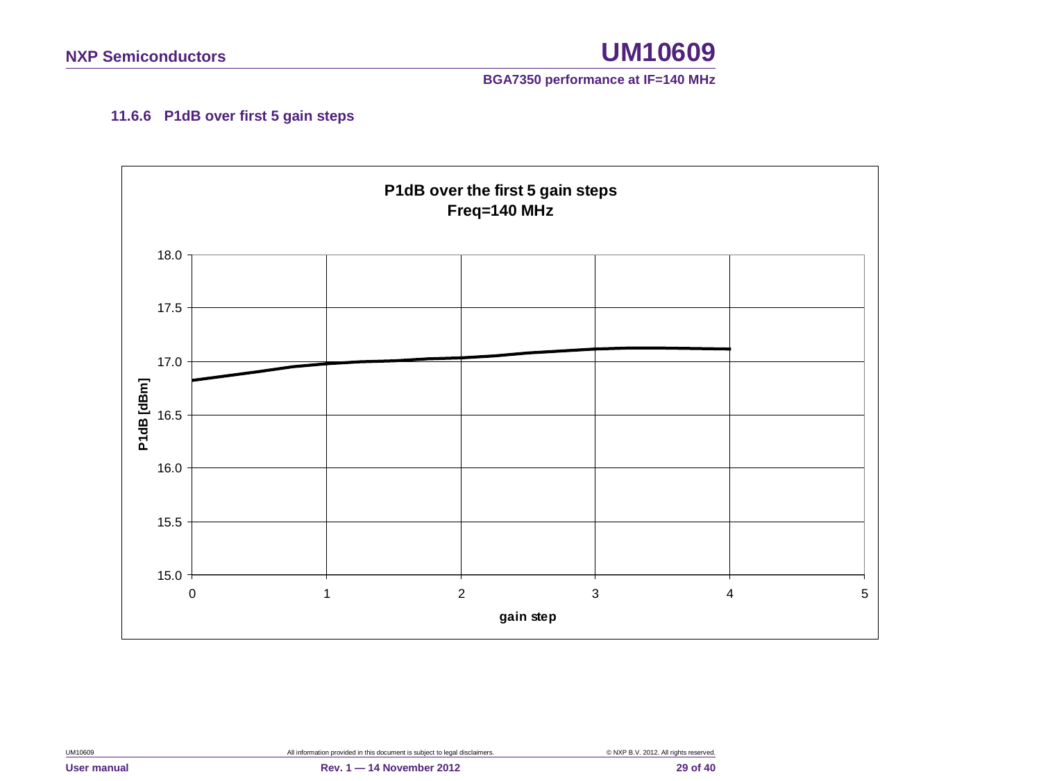### 11.6.6 P1dB over first 5 gain steps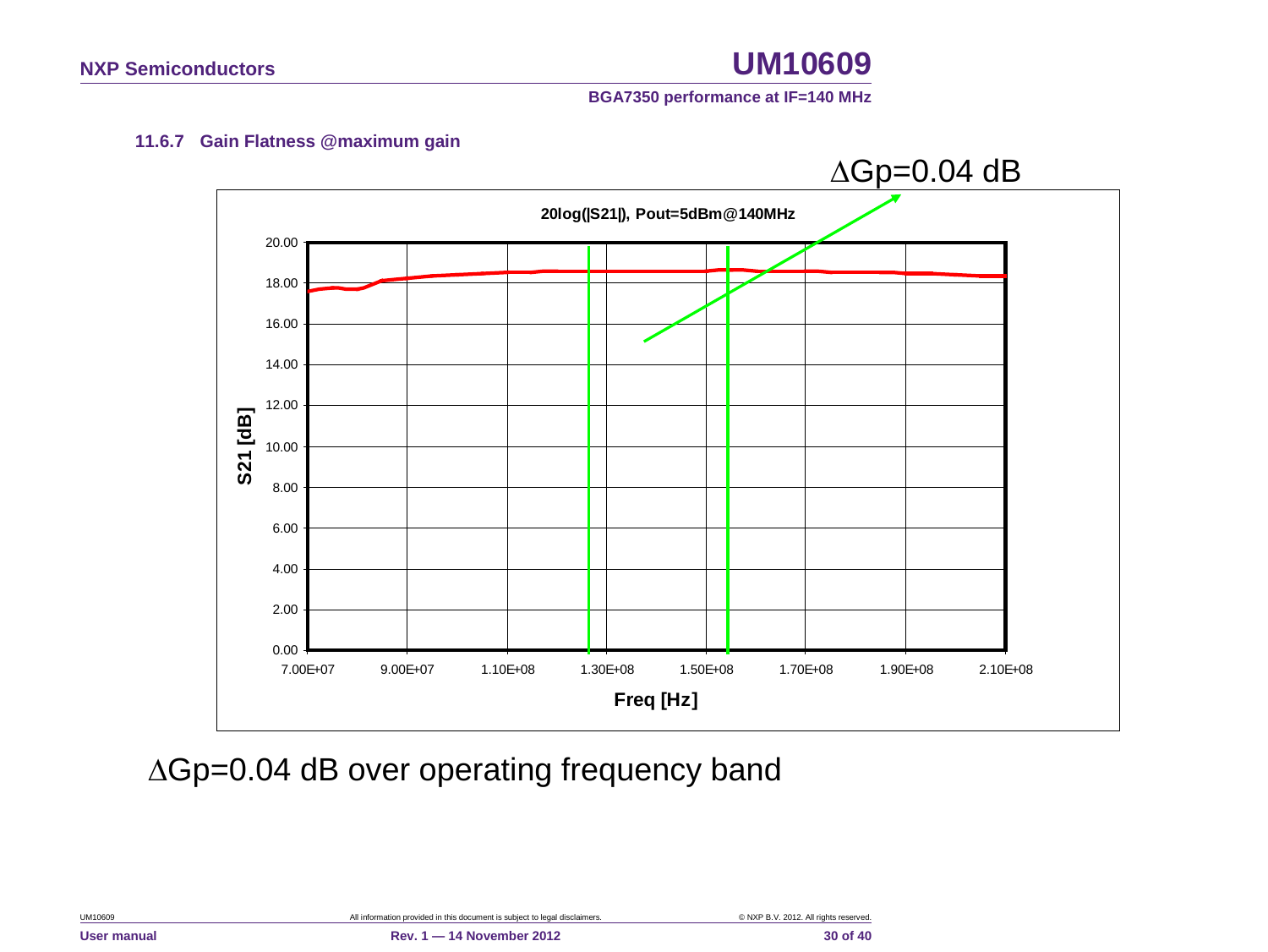### 11.6.7 Gain Flatness @maximum gain

ΔGp=0.04 dB

20log(|S21|), Pout=5dBm@140MHz

ΔGp=0.04 dB over operating frequency band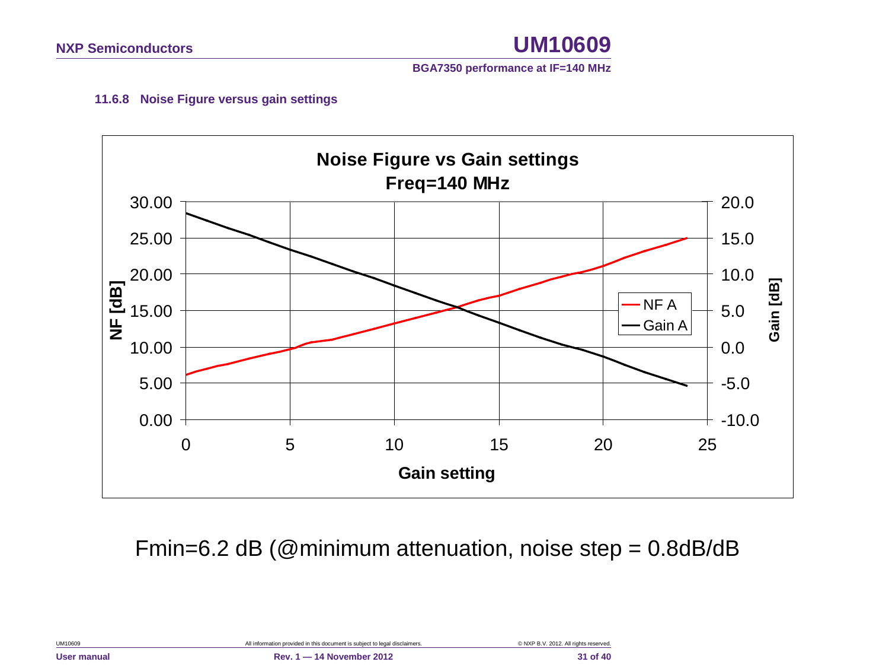### 11.6.8 Noise Figure versus gain settings

Fmin=6.2 dB (@minimum attenuation, noise step = 0.8dB/dB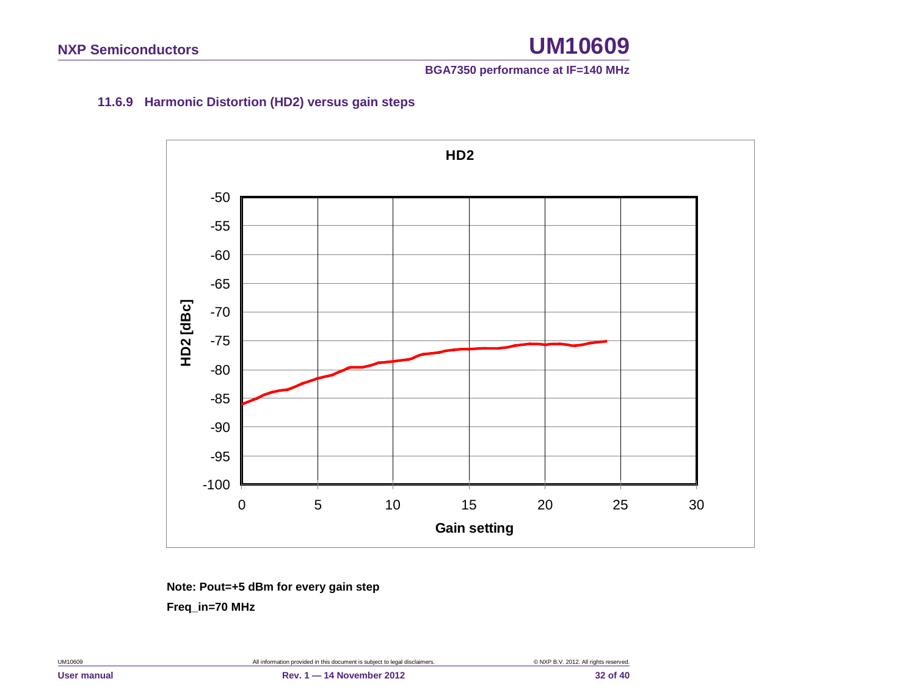### 11.6.9 Harmonic Distortion (HD2) versus gain steps

**Note: Pout=+5 dBm for every gain step**

**Freq_in=70 MHz**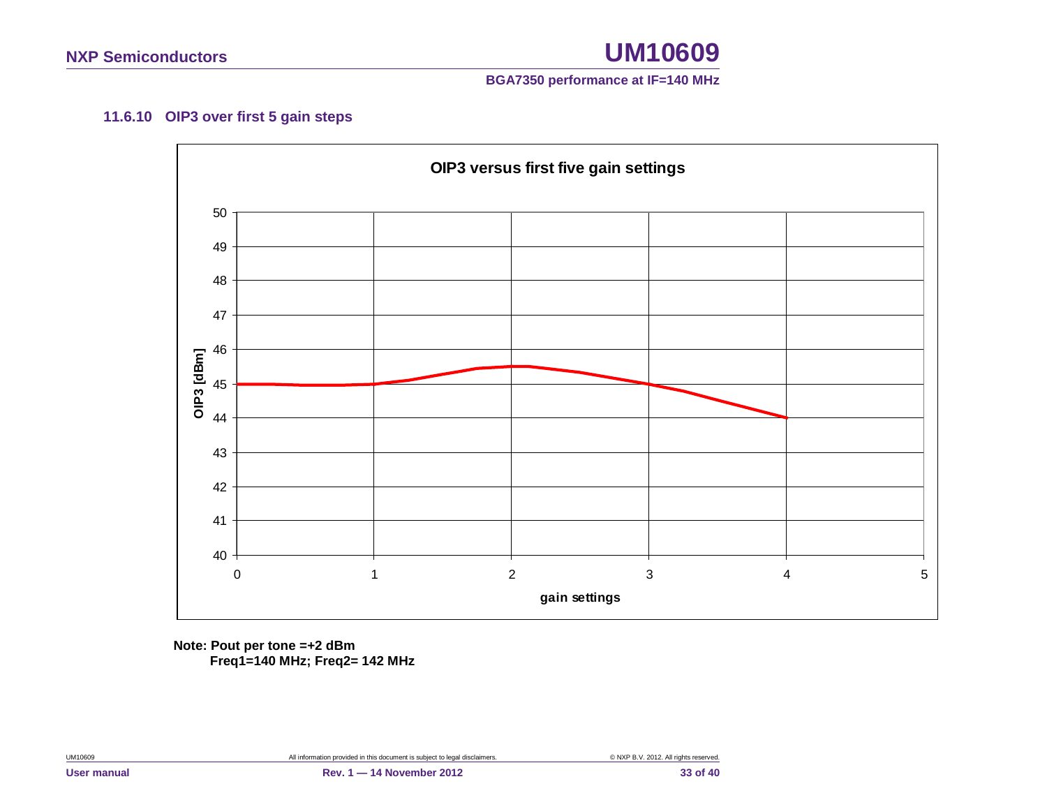### 11.6.10 OIP3 over first 5 gain steps

**Note: Pout per tone =+2 dBm**
**Freq1=140 MHz; Freq2= 142 MHz**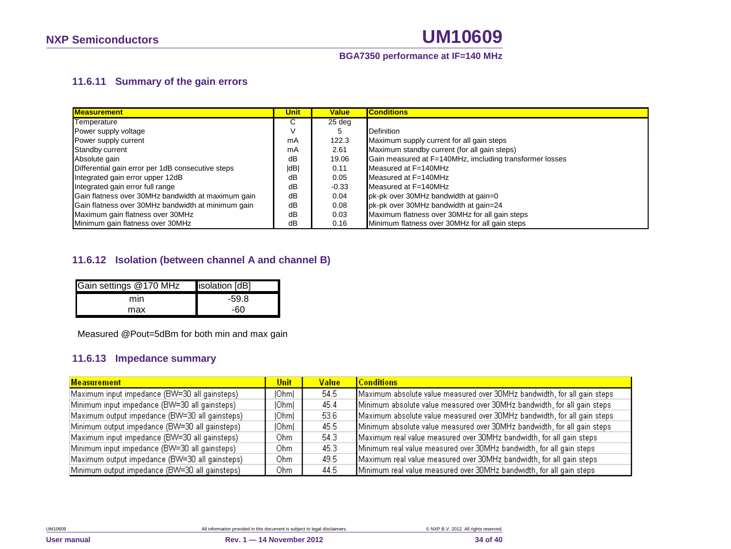### 11.6.11 Summary of the gain errors

| Measurement | Unit | Value | Conditions |
|---|---|---|---|
| Temperature | C | 25 deg | |
| Power supply voltage | V | 5 | Definition |
| Power supply current | mA | 122.3 | Maximum supply current for all gain steps |
| Standby current | mA | 2.61 | Maximum standby current (for all gain steps) |
| Absolute gain | dB | 19.06 | Gain measured at F=140MHz, imcluding transformer losses |
| Differential gain error per 1dB consecutive steps | \|dB\| | 0.11 | Measured at F=140MHz |
| Integrated gain error upper 12dB | dB | 0.05 | Measured at F=140MHz |
| Integrated gain error full range | dB | -0.33 | Measured at F=140MHz |
| Gain flatness over 30MHz bandwidth at maximum gain | dB | 0.04 | pk-pk over 30MHz bandwidth at gain=0 |
| Gain flatness over 30MHz bandwidth at minimum gain | dB | 0.08 | pk-pk over 30MHz bandwidth at gain=24 |
| Maximum gain flatness over 30MHz | dB | 0.03 | Maximum flatness over 30MHz for all gain steps |
| Minimum gain flatness over 30MHz | dB | 0.16 | Minimum flatness over 30MHz for all gain steps |

### 11.6.12 Isolation (between channel A and channel B)

| Gain settings @170 MHz | isolation [dB] |
|---|---|
| min | -59.8 |
| max | -60 |

Measured @Pout=5dBm for both min and max gain

### 11.6.13 Impedance summary

| Measurement | Unit | Value | Conditions |
|---|---|---|---|
| Maximum input impedance (BW=30 all gainsteps) | \|Ohm\| | 54.5 | Maximum absolute value measured over 30MHz bandwidth, for all gain steps |
| Minimum input impedance (BW=30 all gainsteps) | \|Ohm\| | 45.4 | Minimum absolute value measured over 30MHz bandwidth, for all gain steps |
| Maximum output impedance (BW=30 all gainsteps) | \|Ohm\| | 53.6 | Maximum absolute value measured over 30MHz bandwidth, for all gain steps |
| Minimum output impedance (BW=30 all gainsteps) | \|Ohm\| | 45.5 | Minimum absolute value measured over 30MHz bandwidth, for all gain steps |
| Maximum input impedance (BW=30 all gainsteps) | Ohm | 54.3 | Maximum real value measured over 30MHz bandwidth, for all gain steps |
| Minimum input impedance (BW=30 all gainsteps) | Ohm | 45.3 | Minimum real value measured over 30MHz bandwidth, for all gain steps |
| Maximum output impedance (BW=30 all gainsteps) | Ohm | 49.5 | Maximum real value measured over 30MHz bandwidth, for all gain steps |
| Minimum output impedance (BW=30 all gainsteps) | Ohm | 44.5 | Minimum real value measured over 30MHz bandwidth, for all gain steps |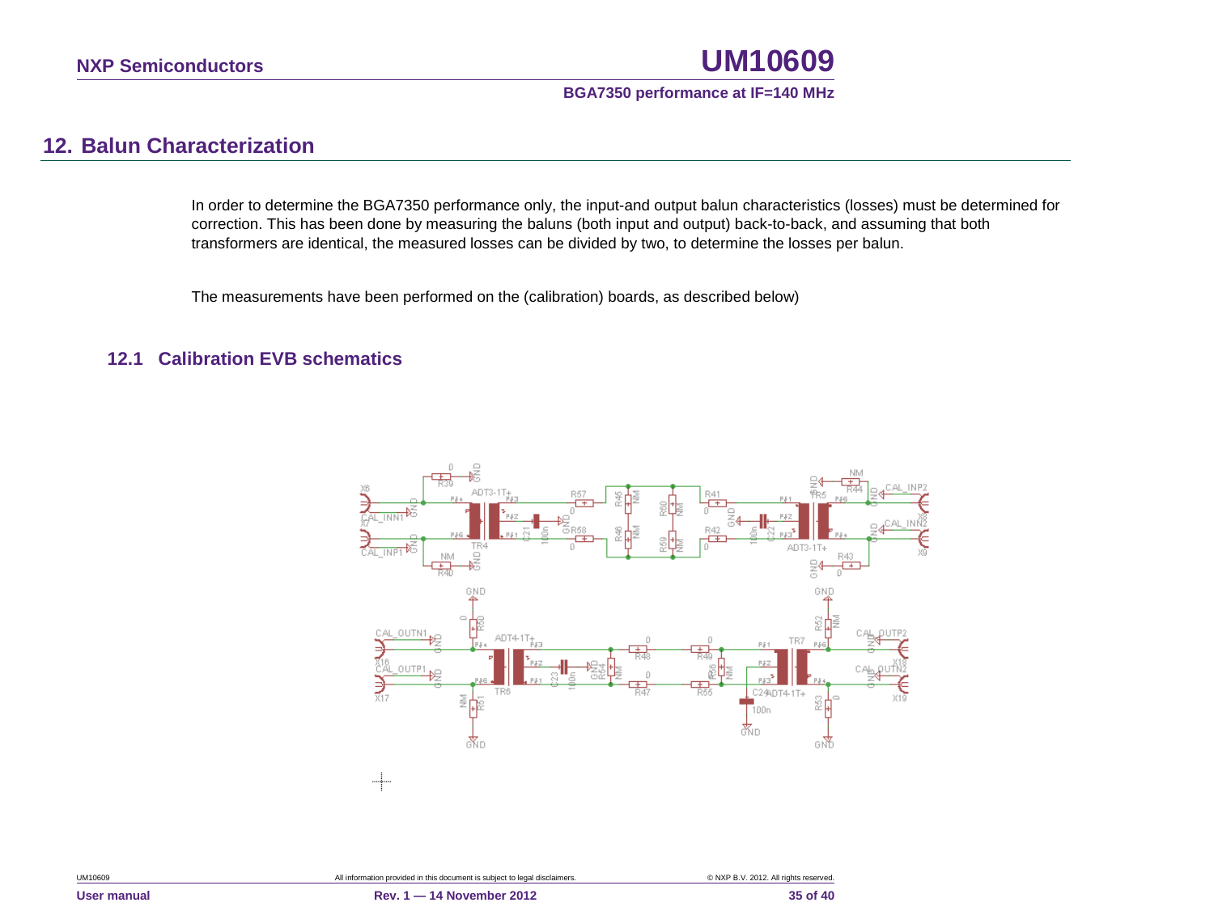## 12. Balun Characterization

In order to determine the BGA7350 performance only, the input-and output balun characteristics (losses) must be determined for correction. This has been done by measuring the baluns (both input and output) back-to-back, and assuming that both transformers are identical, the measured losses can be divided by two, to determine the losses per balun.

The measurements have been performed on the (calibration) boards, as described below)

### 12.1 Calibration EVB schematics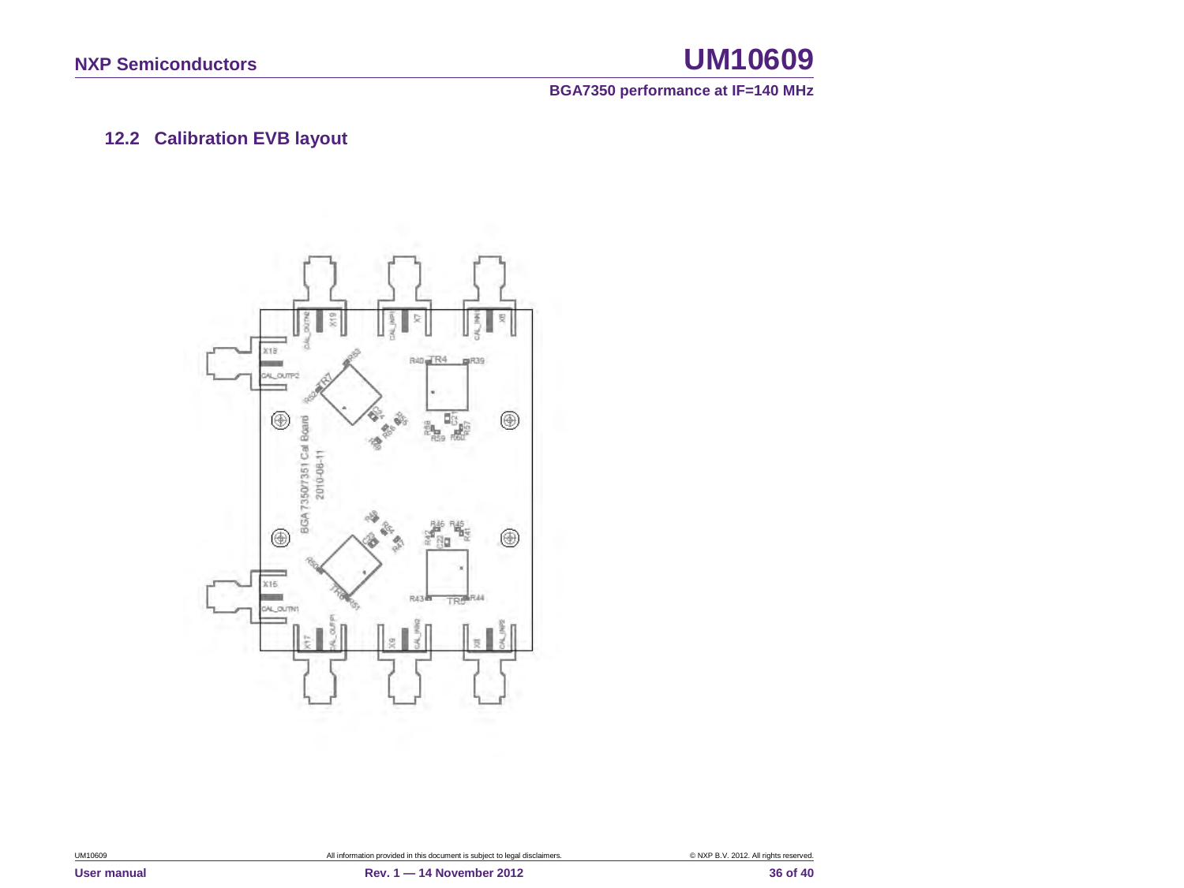### 12.2 Calibration EVB layout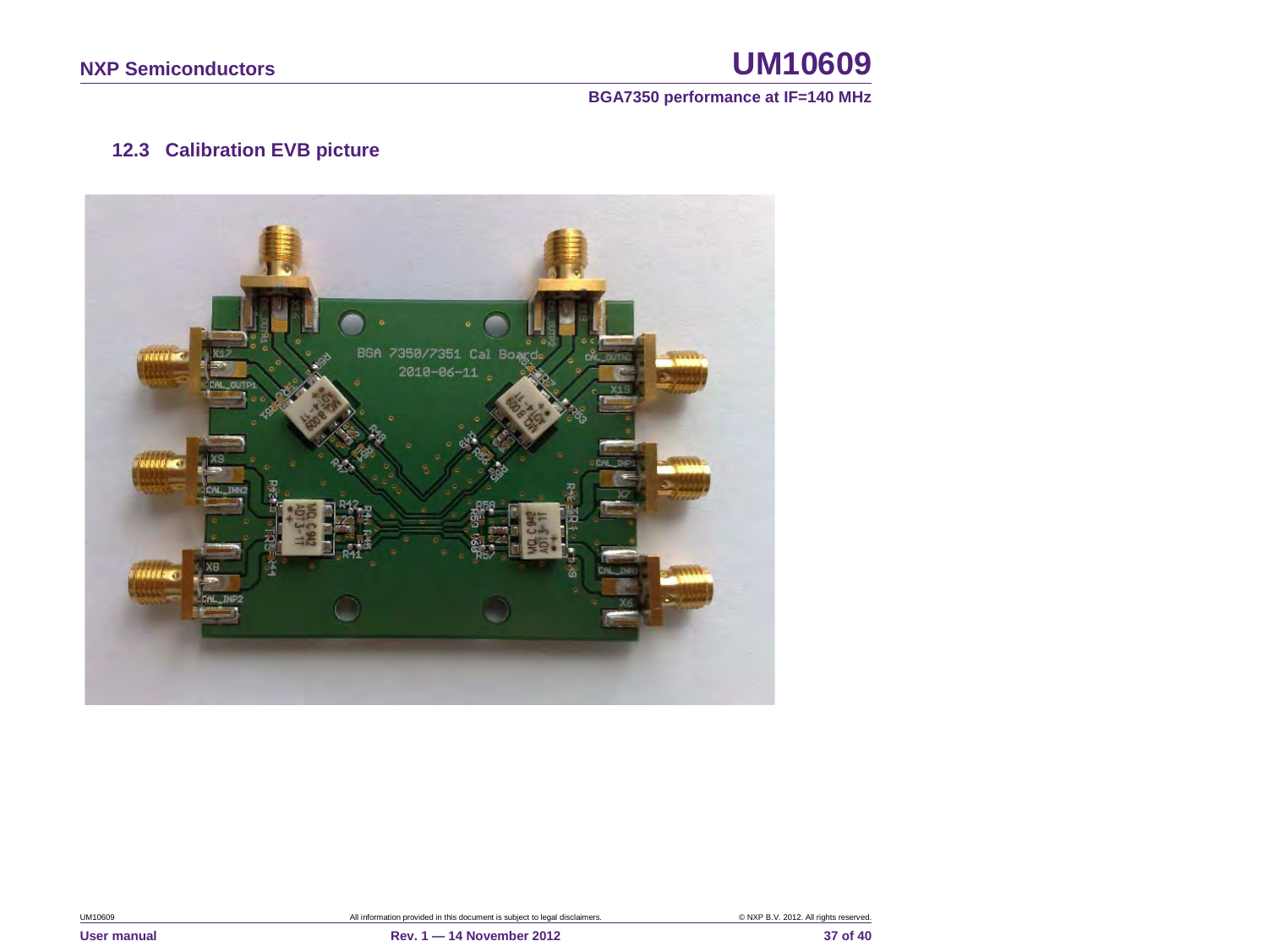### 12.3 Calibration EVB picture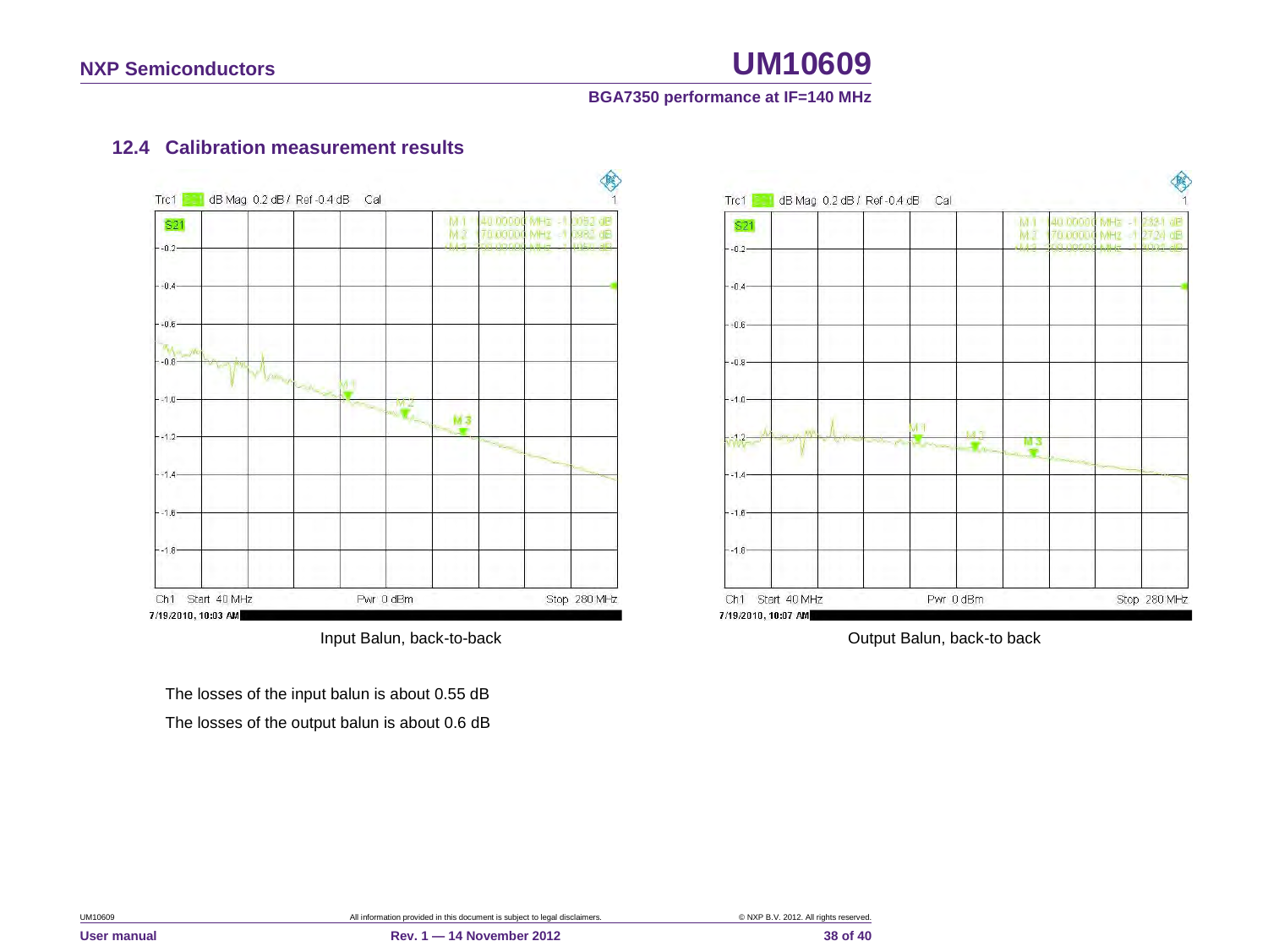### 12.4 Calibration measurement results

Input Balun, back-to-back

Output Balun, back-to back

The losses of the input balun is about 0.55 dB

The losses of the output balun is about 0.6 dB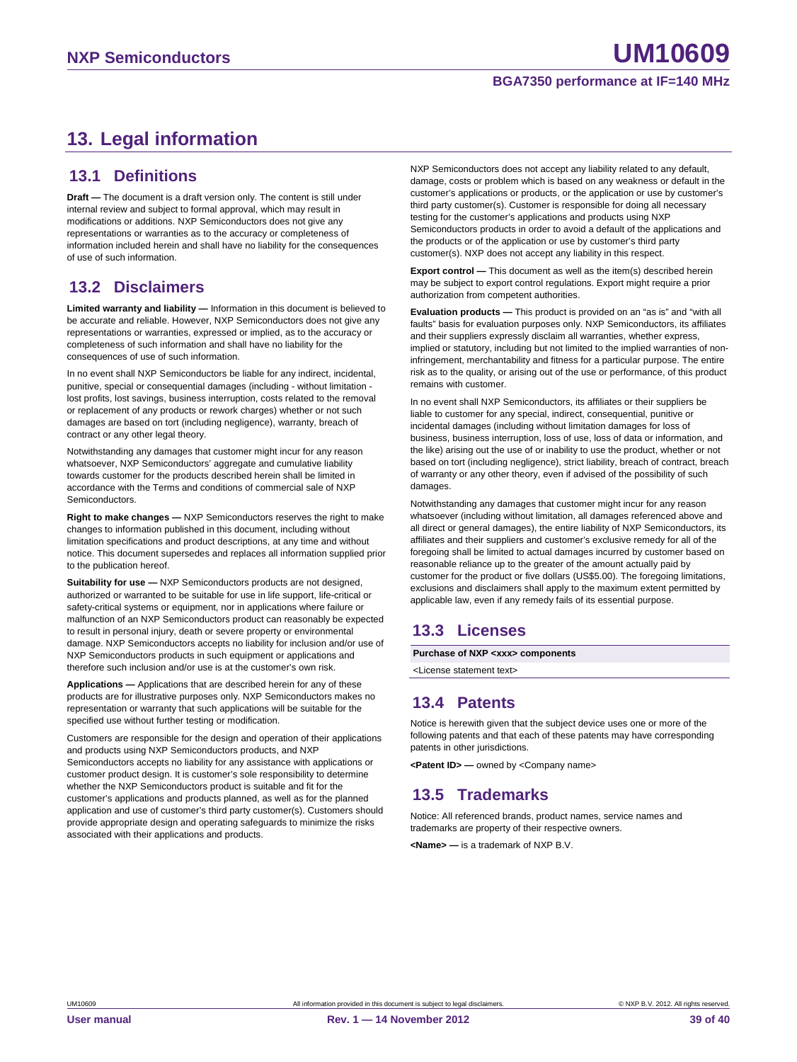# 13. Legal information

## 13.1 Definitions

**Draft —** The document is a draft version only. The content is still under internal review and subject to formal approval, which may result in modifications or additions. NXP Semiconductors does not give any representations or warranties as to the accuracy or completeness of information included herein and shall have no liability for the consequences of use of such information.

## 13.2 Disclaimers

**Limited warranty and liability —** Information in this document is believed to be accurate and reliable. However, NXP Semiconductors does not give any representations or warranties, expressed or implied, as to the accuracy or completeness of such information and shall have no liability for the consequences of use of such information.

In no event shall NXP Semiconductors be liable for any indirect, incidental, punitive, special or consequential damages (including - without limitation - lost profits, lost savings, business interruption, costs related to the removal or replacement of any products or rework charges) whether or not such damages are based on tort (including negligence), warranty, breach of contract or any other legal theory.

Notwithstanding any damages that customer might incur for any reason whatsoever, NXP Semiconductors' aggregate and cumulative liability towards customer for the products described herein shall be limited in accordance with the Terms and conditions of commercial sale of NXP Semiconductors.

**Right to make changes —** NXP Semiconductors reserves the right to make changes to information published in this document, including without limitation specifications and product descriptions, at any time and without notice. This document supersedes and replaces all information supplied prior to the publication hereof.

**Suitability for use —** NXP Semiconductors products are not designed, authorized or warranted to be suitable for use in life support, life-critical or safety-critical systems or equipment, nor in applications where failure or malfunction of an NXP Semiconductors product can reasonably be expected to result in personal injury, death or severe property or environmental damage. NXP Semiconductors accepts no liability for inclusion and/or use of NXP Semiconductors products in such equipment or applications and therefore such inclusion and/or use is at the customer's own risk.

**Applications —** Applications that are described herein for any of these products are for illustrative purposes only. NXP Semiconductors makes no representation or warranty that such applications will be suitable for the specified use without further testing or modification.

Customers are responsible for the design and operation of their applications and products using NXP Semiconductors products, and NXP Semiconductors accepts no liability for any assistance with applications or customer product design. It is customer's sole responsibility to determine whether the NXP Semiconductors product is suitable and fit for the customer's applications and products planned, as well as for the planned application and use of customer's third party customer(s). Customers should provide appropriate design and operating safeguards to minimize the risks associated with their applications and products.

NXP Semiconductors does not accept any liability related to any default, damage, costs or problem which is based on any weakness or default in the customer's applications or products, or the application or use by customer's third party customer(s). Customer is responsible for doing all necessary testing for the customer's applications and products using NXP Semiconductors products in order to avoid a default of the applications and the products or of the application or use by customer's third party customer(s). NXP does not accept any liability in this respect.

**Export control —** This document as well as the item(s) described herein may be subject to export control regulations. Export might require a prior authorization from competent authorities.

**Evaluation products —** This product is provided on an "as is" and "with all faults" basis for evaluation purposes only. NXP Semiconductors, its affiliates and their suppliers expressly disclaim all warranties, whether express, implied or statutory, including but not limited to the implied warranties of non-infringement, merchantability and fitness for a particular purpose. The entire risk as to the quality, or arising out of the use or performance, of this product remains with customer.

In no event shall NXP Semiconductors, its affiliates or their suppliers be liable to customer for any special, indirect, consequential, punitive or incidental damages (including without limitation damages for loss of business, business interruption, loss of use, loss of data or information, and the like) arising out the use of or inability to use the product, whether or not based on tort (including negligence), strict liability, breach of contract, breach of warranty or any other theory, even if advised of the possibility of such damages.

Notwithstanding any damages that customer might incur for any reason whatsoever (including without limitation, all damages referenced above and all direct or general damages), the entire liability of NXP Semiconductors, its affiliates and their suppliers and customer's exclusive remedy for all of the foregoing shall be limited to actual damages incurred by customer based on reasonable reliance up to the greater of the amount actually paid by customer for the product or five dollars (US$5.00). The foregoing limitations, exclusions and disclaimers shall apply to the maximum extent permitted by applicable law, even if any remedy fails of its essential purpose.

## 13.3 Licenses

| Purchase of NXP <xxx> components |
|---|
| <License statement text> |

## 13.4 Patents

Notice is herewith given that the subject device uses one or more of the following patents and that each of these patents may have corresponding patents in other jurisdictions.

**<Patent ID> —** owned by <Company name>

## 13.5 Trademarks

Notice: All referenced brands, product names, service names and trademarks are property of their respective owners.

**<Name> —** is a trademark of NXP B.V.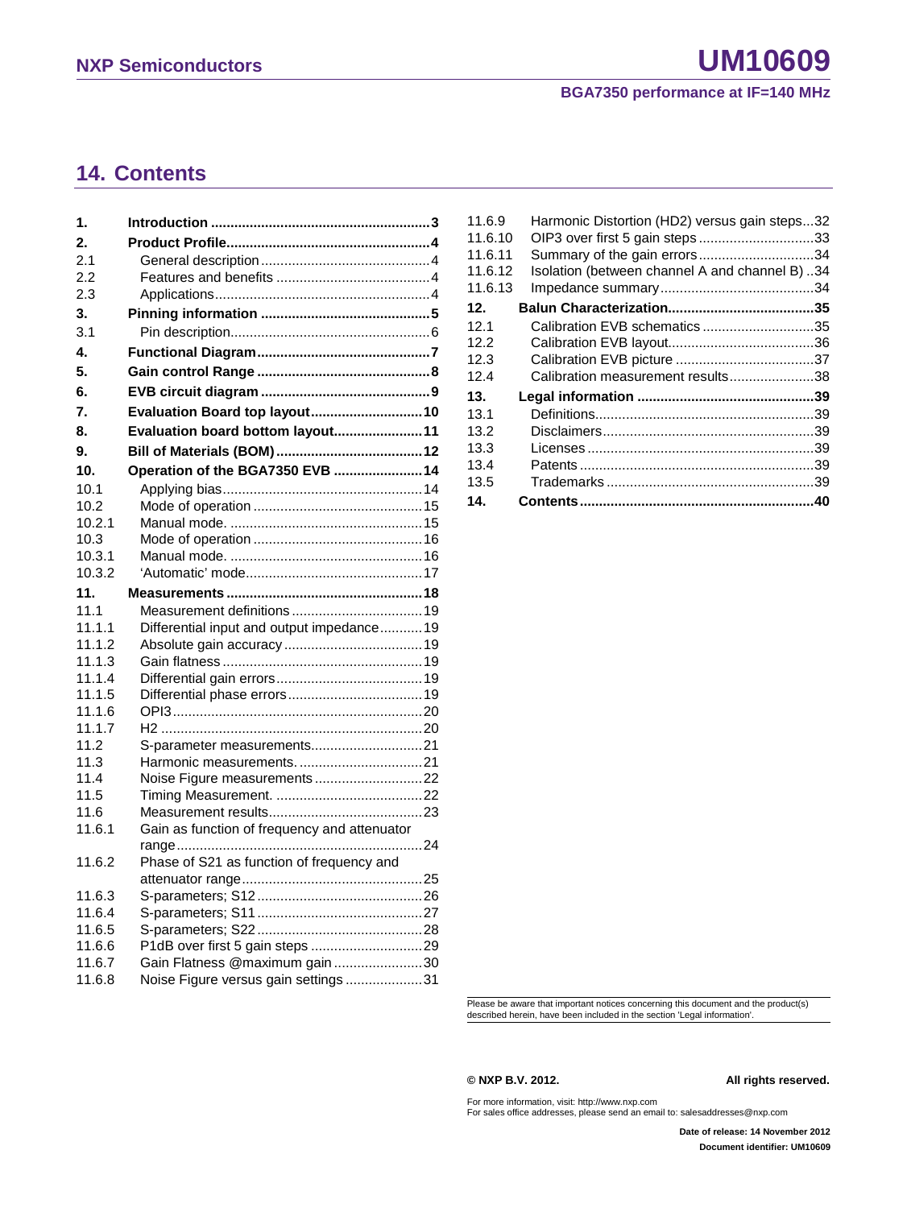# 14. Contents

| | | |
|---|---|---|
| **1.** | **Introduction** | **3** |
| **2.** | **Product Profile** | **4** |
| 2.1 | General description | 4 |
| 2.2 | Features and benefits | 4 |
| 2.3 | Applications | 4 |
| **3.** | **Pinning information** | **5** |
| 3.1 | Pin description | 6 |
| **4.** | **Functional Diagram** | **7** |
| **5.** | **Gain control Range** | **8** |
| **6.** | **EVB circuit diagram** | **9** |
| **7.** | **Evaluation Board top layout** | **10** |
| **8.** | **Evaluation board bottom layout** | **11** |
| **9.** | **Bill of Materials (BOM)** | **12** |
| **10.** | **Operation of the BGA7350 EVB** | **14** |
| 10.1 | Applying bias | 14 |
| 10.2 | Mode of operation | 15 |
| 10.2.1 | Manual mode. | 15 |
| 10.3 | Mode of operation | 16 |
| 10.3.1 | Manual mode. | 16 |
| 10.3.2 | 'Automatic' mode | 17 |
| **11.** | **Measurements** | **18** |
| 11.1 | Measurement definitions | 19 |
| 11.1.1 | Differential input and output impedance | 19 |
| 11.1.2 | Absolute gain accuracy | 19 |
| 11.1.3 | Gain flatness | 19 |
| 11.1.4 | Differential gain errors | 19 |
| 11.1.5 | Differential phase errors | 19 |
| 11.1.6 | OPI3 | 20 |
| 11.1.7 | H2 | 20 |
| 11.2 | S-parameter measurements | 21 |
| 11.3 | Harmonic measurements. | 21 |
| 11.4 | Noise Figure measurements | 22 |
| 11.5 | Timing Measurement. | 22 |
| 11.6 | Measurement results | 23 |
| 11.6.1 | Gain as function of frequency and attenuator range | 24 |
| 11.6.2 | Phase of S21 as function of frequency and attenuator range | 25 |
| 11.6.3 | S-parameters; S12 | 26 |
| 11.6.4 | S-parameters; S11 | 27 |
| 11.6.5 | S-parameters; S22 | 28 |
| 11.6.6 | P1dB over first 5 gain steps | 29 |
| 11.6.7 | Gain Flatness @maximum gain | 30 |
| 11.6.8 | Noise Figure versus gain settings | 31 |
| 11.6.9 | Harmonic Distortion (HD2) versus gain steps | 32 |
| 11.6.10 | OIP3 over first 5 gain steps | 33 |
| 11.6.11 | Summary of the gain errors | 34 |
| 11.6.12 | Isolation (between channel A and channel B) | 34 |
| 11.6.13 | Impedance summary | 34 |
| **12.** | **Balun Characterization** | **35** |
| 12.1 | Calibration EVB schematics | 35 |
| 12.2 | Calibration EVB layout | 36 |
| 12.3 | Calibration EVB picture | 37 |
| 12.4 | Calibration measurement results | 38 |
| **13.** | **Legal information** | **39** |
| 13.1 | Definitions | 39 |
| 13.2 | Disclaimers | 39 |
| 13.3 | Licenses | 39 |
| 13.4 | Patents | 39 |
| 13.5 | Trademarks | 39 |
| **14.** | **Contents** | **40** |

Please be aware that important notices concerning this document and the product(s) described herein, have been included in the section 'Legal information'.

**© NXP B.V. 2012. All rights reserved.**

For more information, visit: http://www.nxp.com
For sales office addresses, please send an email to: salesaddresses@nxp.com

**Date of release: 14 November 2012**
**Document identifier: UM10609**